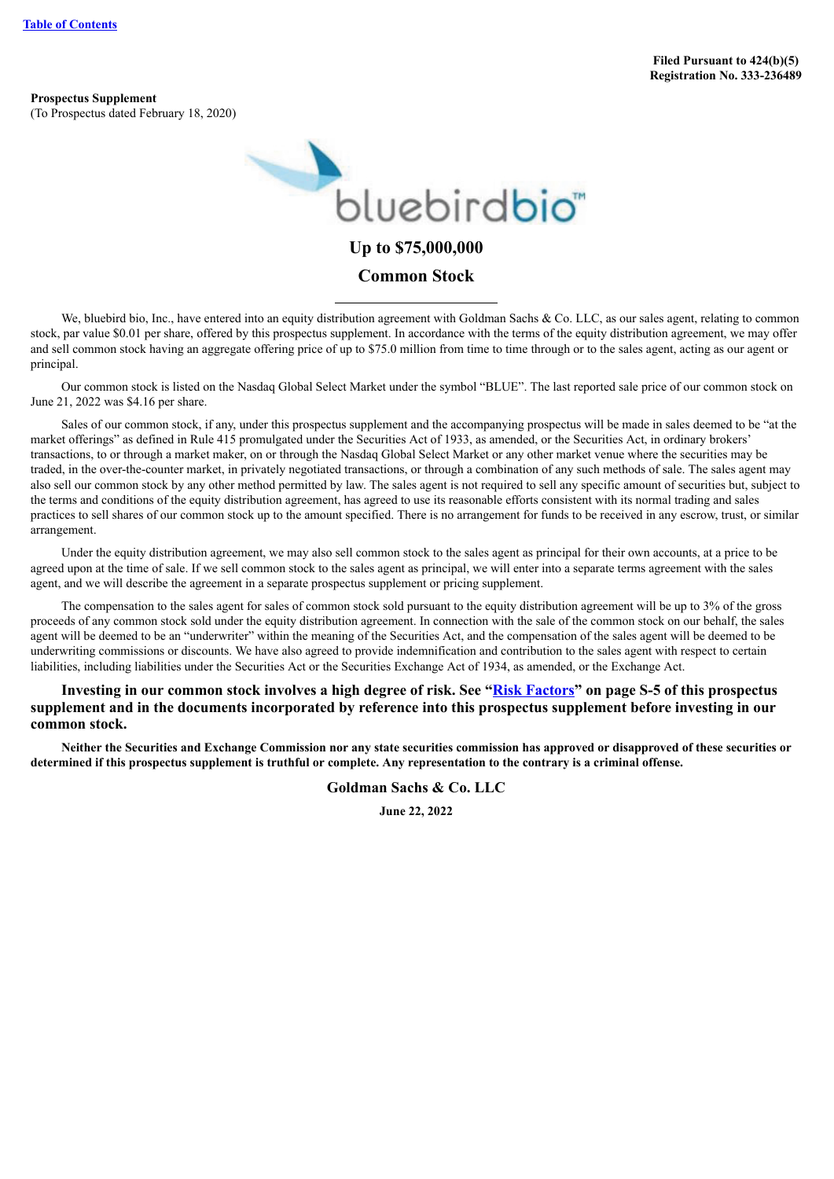[Table of Contents](#)

**Filed Pursuant to 424(b)(5)**
**Registration No. 333-236489**

**Prospectus Supplement**
(To Prospectus dated February 18, 2020)

# Up to $75,000,000

# Common Stock

We, bluebird bio, Inc., have entered into an equity distribution agreement with Goldman Sachs & Co. LLC, as our sales agent, relating to common stock, par value $0.01 per share, offered by this prospectus supplement. In accordance with the terms of the equity distribution agreement, we may offer and sell common stock having an aggregate offering price of up to $75.0 million from time to time through or to the sales agent, acting as our agent or principal.

Our common stock is listed on the Nasdaq Global Select Market under the symbol "BLUE". The last reported sale price of our common stock on June 21, 2022 was $4.16 per share.

Sales of our common stock, if any, under this prospectus supplement and the accompanying prospectus will be made in sales deemed to be "at the market offerings" as defined in Rule 415 promulgated under the Securities Act of 1933, as amended, or the Securities Act, in ordinary brokers' transactions, to or through a market maker, on or through the Nasdaq Global Select Market or any other market venue where the securities may be traded, in the over-the-counter market, in privately negotiated transactions, or through a combination of any such methods of sale. The sales agent may also sell our common stock by any other method permitted by law. The sales agent is not required to sell any specific amount of securities but, subject to the terms and conditions of the equity distribution agreement, has agreed to use its reasonable efforts consistent with its normal trading and sales practices to sell shares of our common stock up to the amount specified. There is no arrangement for funds to be received in any escrow, trust, or similar arrangement.

Under the equity distribution agreement, we may also sell common stock to the sales agent as principal for their own accounts, at a price to be agreed upon at the time of sale. If we sell common stock to the sales agent as principal, we will enter into a separate terms agreement with the sales agent, and we will describe the agreement in a separate prospectus supplement or pricing supplement.

The compensation to the sales agent for sales of common stock sold pursuant to the equity distribution agreement will be up to 3% of the gross proceeds of any common stock sold under the equity distribution agreement. In connection with the sale of the common stock on our behalf, the sales agent will be deemed to be an "underwriter" within the meaning of the Securities Act, and the compensation of the sales agent will be deemed to be underwriting commissions or discounts. We have also agreed to provide indemnification and contribution to the sales agent with respect to certain liabilities, including liabilities under the Securities Act or the Securities Exchange Act of 1934, as amended, or the Exchange Act.

**Investing in our common stock involves a high degree of risk. See "[Risk Factors](#)" on page S-5 of this prospectus supplement and in the documents incorporated by reference into this prospectus supplement before investing in our common stock.**

**Neither the Securities and Exchange Commission nor any state securities commission has approved or disapproved of these securities or determined if this prospectus supplement is truthful or complete. Any representation to the contrary is a criminal offense.**

**Goldman Sachs & Co. LLC**

**June 22, 2022**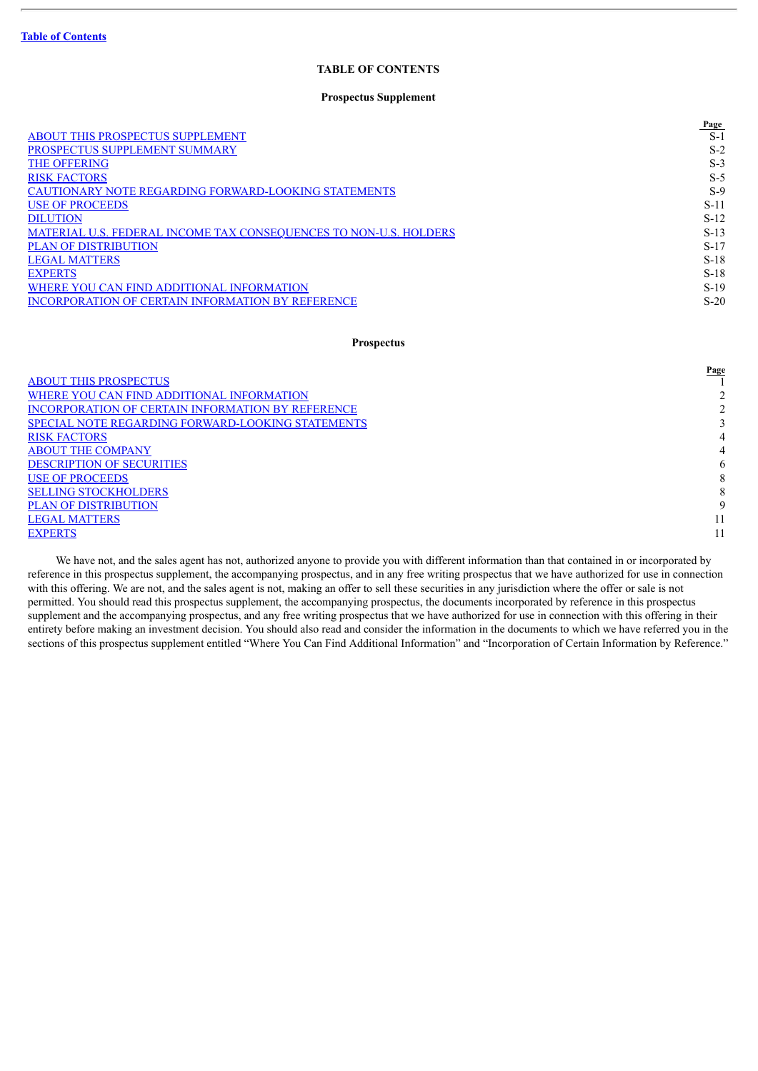Table of Contents

# TABLE OF CONTENTS

## Prospectus Supplement

| | Page |
|---|---|
| ABOUT THIS PROSPECTUS SUPPLEMENT | S-1 |
| PROSPECTUS SUPPLEMENT SUMMARY | S-2 |
| THE OFFERING | S-3 |
| RISK FACTORS | S-5 |
| CAUTIONARY NOTE REGARDING FORWARD-LOOKING STATEMENTS | S-9 |
| USE OF PROCEEDS | S-11 |
| DILUTION | S-12 |
| MATERIAL U.S. FEDERAL INCOME TAX CONSEQUENCES TO NON-U.S. HOLDERS | S-13 |
| PLAN OF DISTRIBUTION | S-17 |
| LEGAL MATTERS | S-18 |
| EXPERTS | S-18 |
| WHERE YOU CAN FIND ADDITIONAL INFORMATION | S-19 |
| INCORPORATION OF CERTAIN INFORMATION BY REFERENCE | S-20 |

## Prospectus

| | Page |
|---|---|
| ABOUT THIS PROSPECTUS | 1 |
| WHERE YOU CAN FIND ADDITIONAL INFORMATION | 2 |
| INCORPORATION OF CERTAIN INFORMATION BY REFERENCE | 2 |
| SPECIAL NOTE REGARDING FORWARD-LOOKING STATEMENTS | 3 |
| RISK FACTORS | 4 |
| ABOUT THE COMPANY | 4 |
| DESCRIPTION OF SECURITIES | 6 |
| USE OF PROCEEDS | 8 |
| SELLING STOCKHOLDERS | 8 |
| PLAN OF DISTRIBUTION | 9 |
| LEGAL MATTERS | 11 |
| EXPERTS | 11 |

We have not, and the sales agent has not, authorized anyone to provide you with different information than that contained in or incorporated by reference in this prospectus supplement, the accompanying prospectus, and in any free writing prospectus that we have authorized for use in connection with this offering. We are not, and the sales agent is not, making an offer to sell these securities in any jurisdiction where the offer or sale is not permitted. You should read this prospectus supplement, the accompanying prospectus, the documents incorporated by reference in this prospectus supplement and the accompanying prospectus, and any free writing prospectus that we have authorized for use in connection with this offering in their entirety before making an investment decision. You should also read and consider the information in the documents to which we have referred you in the sections of this prospectus supplement entitled "Where You Can Find Additional Information" and "Incorporation of Certain Information by Reference."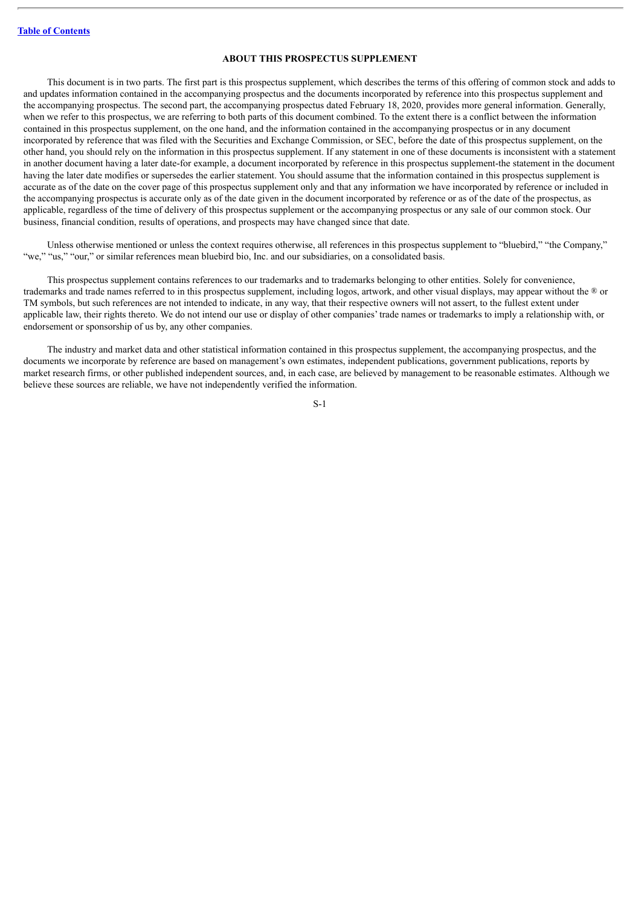## ABOUT THIS PROSPECTUS SUPPLEMENT

This document is in two parts. The first part is this prospectus supplement, which describes the terms of this offering of common stock and adds to and updates information contained in the accompanying prospectus and the documents incorporated by reference into this prospectus supplement and the accompanying prospectus. The second part, the accompanying prospectus dated February 18, 2020, provides more general information. Generally, when we refer to this prospectus, we are referring to both parts of this document combined. To the extent there is a conflict between the information contained in this prospectus supplement, on the one hand, and the information contained in the accompanying prospectus or in any document incorporated by reference that was filed with the Securities and Exchange Commission, or SEC, before the date of this prospectus supplement, on the other hand, you should rely on the information in this prospectus supplement. If any statement in one of these documents is inconsistent with a statement in another document having a later date-for example, a document incorporated by reference in this prospectus supplement-the statement in the document having the later date modifies or supersedes the earlier statement. You should assume that the information contained in this prospectus supplement is accurate as of the date on the cover page of this prospectus supplement only and that any information we have incorporated by reference or included in the accompanying prospectus is accurate only as of the date given in the document incorporated by reference or as of the date of the prospectus, as applicable, regardless of the time of delivery of this prospectus supplement or the accompanying prospectus or any sale of our common stock. Our business, financial condition, results of operations, and prospects may have changed since that date.

Unless otherwise mentioned or unless the context requires otherwise, all references in this prospectus supplement to "bluebird," "the Company," "we," "us," "our," or similar references mean bluebird bio, Inc. and our subsidiaries, on a consolidated basis.

This prospectus supplement contains references to our trademarks and to trademarks belonging to other entities. Solely for convenience, trademarks and trade names referred to in this prospectus supplement, including logos, artwork, and other visual displays, may appear without the ® or TM symbols, but such references are not intended to indicate, in any way, that their respective owners will not assert, to the fullest extent under applicable law, their rights thereto. We do not intend our use or display of other companies' trade names or trademarks to imply a relationship with, or endorsement or sponsorship of us by, any other companies.

The industry and market data and other statistical information contained in this prospectus supplement, the accompanying prospectus, and the documents we incorporate by reference are based on management's own estimates, independent publications, government publications, reports by market research firms, or other published independent sources, and, in each case, are believed by management to be reasonable estimates. Although we believe these sources are reliable, we have not independently verified the information.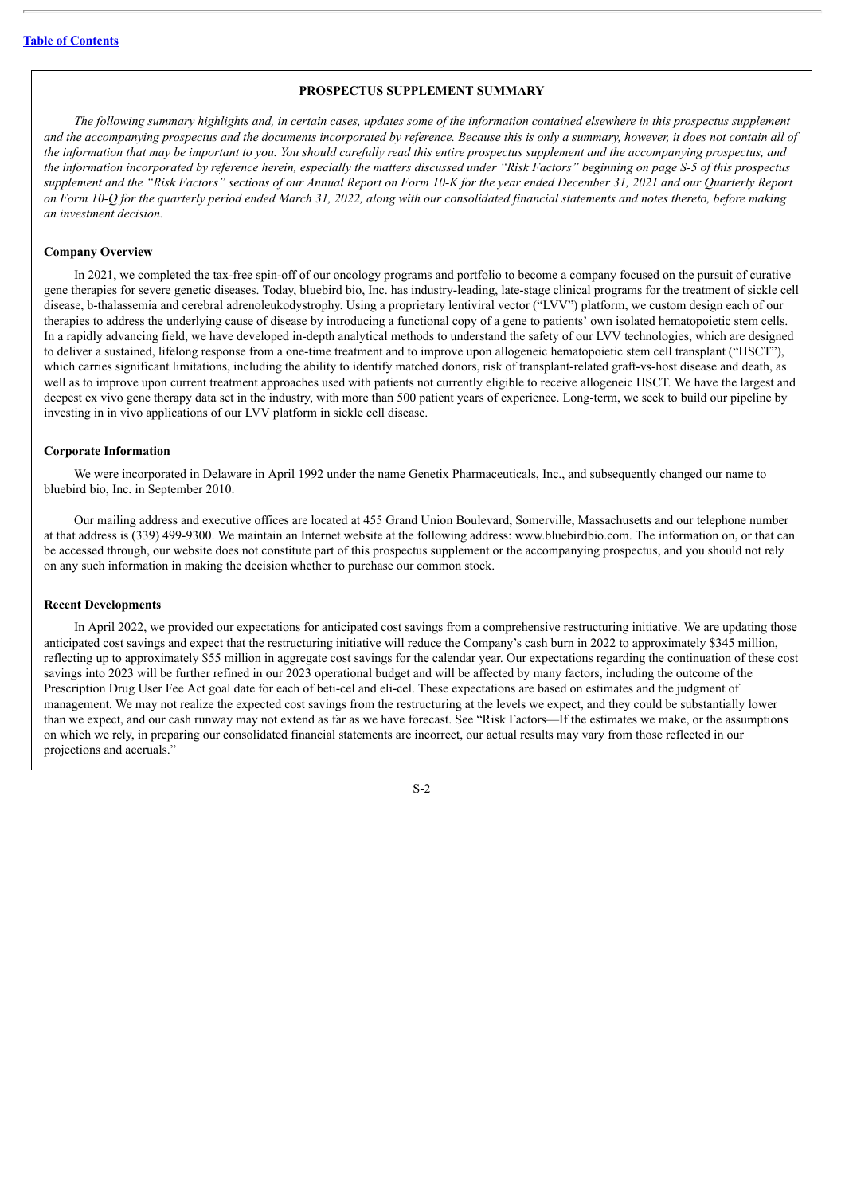[Table of Contents](#)

## PROSPECTUS SUPPLEMENT SUMMARY

*The following summary highlights and, in certain cases, updates some of the information contained elsewhere in this prospectus supplement and the accompanying prospectus and the documents incorporated by reference. Because this is only a summary, however, it does not contain all of the information that may be important to you. You should carefully read this entire prospectus supplement and the accompanying prospectus, and the information incorporated by reference herein, especially the matters discussed under "Risk Factors" beginning on page S-5 of this prospectus supplement and the "Risk Factors" sections of our Annual Report on Form 10-K for the year ended December 31, 2021 and our Quarterly Report on Form 10-Q for the quarterly period ended March 31, 2022, along with our consolidated financial statements and notes thereto, before making an investment decision.*

### Company Overview

In 2021, we completed the tax-free spin-off of our oncology programs and portfolio to become a company focused on the pursuit of curative gene therapies for severe genetic diseases. Today, bluebird bio, Inc. has industry-leading, late-stage clinical programs for the treatment of sickle cell disease, b-thalassemia and cerebral adrenoleukodystrophy. Using a proprietary lentiviral vector ("LVV") platform, we custom design each of our therapies to address the underlying cause of disease by introducing a functional copy of a gene to patients' own isolated hematopoietic stem cells. In a rapidly advancing field, we have developed in-depth analytical methods to understand the safety of our LVV technologies, which are designed to deliver a sustained, lifelong response from a one-time treatment and to improve upon allogeneic hematopoietic stem cell transplant ("HSCT"), which carries significant limitations, including the ability to identify matched donors, risk of transplant-related graft-vs-host disease and death, as well as to improve upon current treatment approaches used with patients not currently eligible to receive allogeneic HSCT. We have the largest and deepest ex vivo gene therapy data set in the industry, with more than 500 patient years of experience. Long-term, we seek to build our pipeline by investing in in vivo applications of our LVV platform in sickle cell disease.

### Corporate Information

We were incorporated in Delaware in April 1992 under the name Genetix Pharmaceuticals, Inc., and subsequently changed our name to bluebird bio, Inc. in September 2010.

Our mailing address and executive offices are located at 455 Grand Union Boulevard, Somerville, Massachusetts and our telephone number at that address is (339) 499-9300. We maintain an Internet website at the following address: www.bluebirdbio.com. The information on, or that can be accessed through, our website does not constitute part of this prospectus supplement or the accompanying prospectus, and you should not rely on any such information in making the decision whether to purchase our common stock.

### Recent Developments

In April 2022, we provided our expectations for anticipated cost savings from a comprehensive restructuring initiative. We are updating those anticipated cost savings and expect that the restructuring initiative will reduce the Company's cash burn in 2022 to approximately $345 million, reflecting up to approximately $55 million in aggregate cost savings for the calendar year. Our expectations regarding the continuation of these cost savings into 2023 will be further refined in our 2023 operational budget and will be affected by many factors, including the outcome of the Prescription Drug User Fee Act goal date for each of beti-cel and eli-cel. These expectations are based on estimates and the judgment of management. We may not realize the expected cost savings from the restructuring at the levels we expect, and they could be substantially lower than we expect, and our cash runway may not extend as far as we have forecast. See "Risk Factors—If the estimates we make, or the assumptions on which we rely, in preparing our consolidated financial statements are incorrect, our actual results may vary from those reflected in our projections and accruals."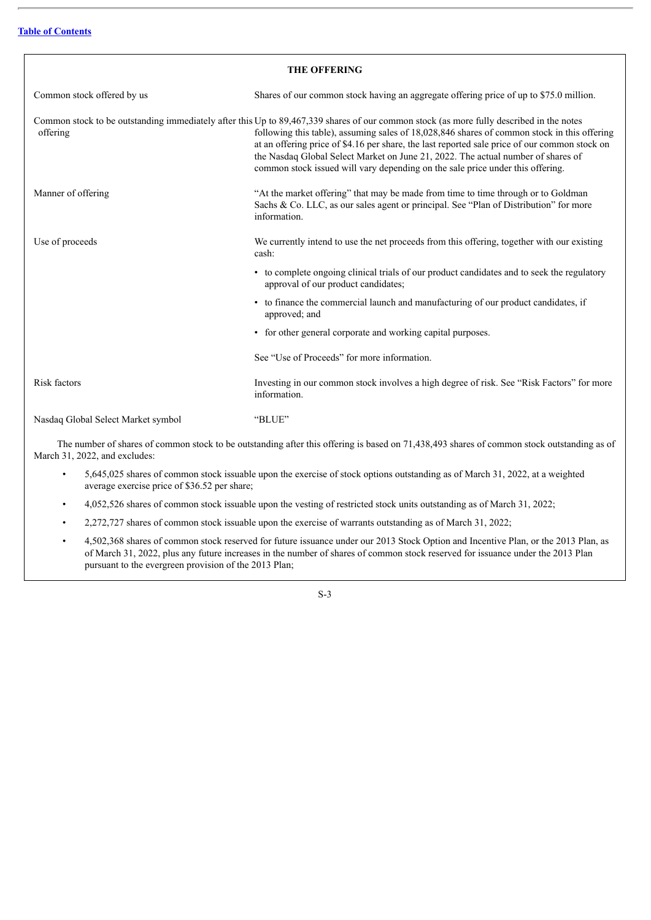## THE OFFERING

| | |
|---|---|
| Common stock offered by us | Shares of our common stock having an aggregate offering price of up to $75.0 million. |
| Common stock to be outstanding immediately after this offering | Up to 89,467,339 shares of our common stock (as more fully described in the notes following this table), assuming sales of 18,028,846 shares of common stock in this offering at an offering price of $4.16 per share, the last reported sale price of our common stock on the Nasdaq Global Select Market on June 21, 2022. The actual number of shares of common stock issued will vary depending on the sale price under this offering. |
| Manner of offering | "At the market offering" that may be made from time to time through or to Goldman Sachs & Co. LLC, as our sales agent or principal. See "Plan of Distribution" for more information. |
| Use of proceeds | We currently intend to use the net proceeds from this offering, together with our existing cash:<br>• to complete ongoing clinical trials of our product candidates and to seek the regulatory approval of our product candidates;<br>• to finance the commercial launch and manufacturing of our product candidates, if approved; and<br>• for other general corporate and working capital purposes.<br>See "Use of Proceeds" for more information. |
| Risk factors | Investing in our common stock involves a high degree of risk. See "Risk Factors" for more information. |
| Nasdaq Global Select Market symbol | "BLUE" |

The number of shares of common stock to be outstanding after this offering is based on 71,438,493 shares of common stock outstanding as of March 31, 2022, and excludes:

- 5,645,025 shares of common stock issuable upon the exercise of stock options outstanding as of March 31, 2022, at a weighted average exercise price of $36.52 per share;
- 4,052,526 shares of common stock issuable upon the vesting of restricted stock units outstanding as of March 31, 2022;
- 2,272,727 shares of common stock issuable upon the exercise of warrants outstanding as of March 31, 2022;
- 4,502,368 shares of common stock reserved for future issuance under our 2013 Stock Option and Incentive Plan, or the 2013 Plan, as of March 31, 2022, plus any future increases in the number of shares of common stock reserved for issuance under the 2013 Plan pursuant to the evergreen provision of the 2013 Plan;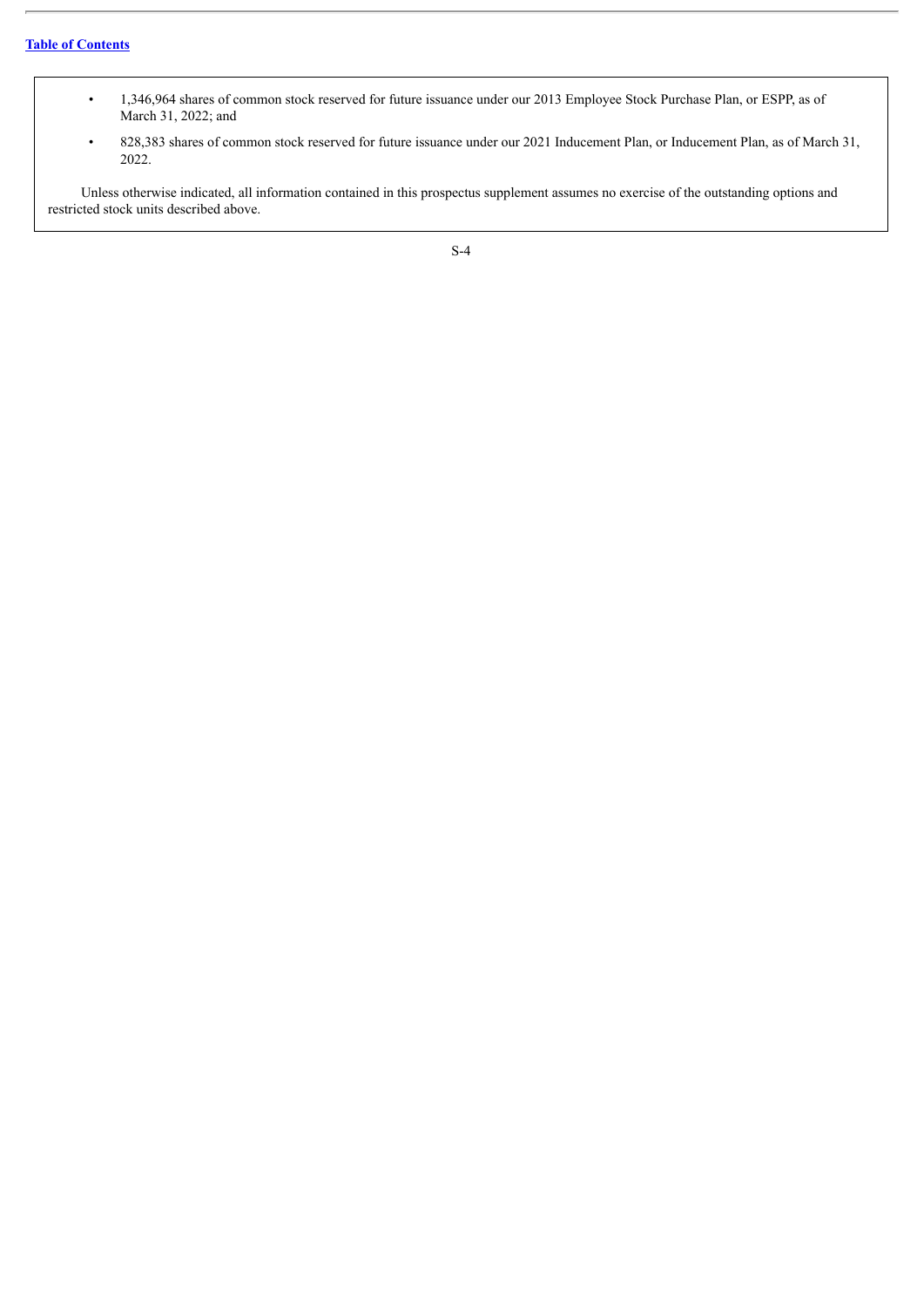- 1,346,964 shares of common stock reserved for future issuance under our 2013 Employee Stock Purchase Plan, or ESPP, as of March 31, 2022; and
- 828,383 shares of common stock reserved for future issuance under our 2021 Inducement Plan, or Inducement Plan, as of March 31, 2022.

Unless otherwise indicated, all information contained in this prospectus supplement assumes no exercise of the outstanding options and restricted stock units described above.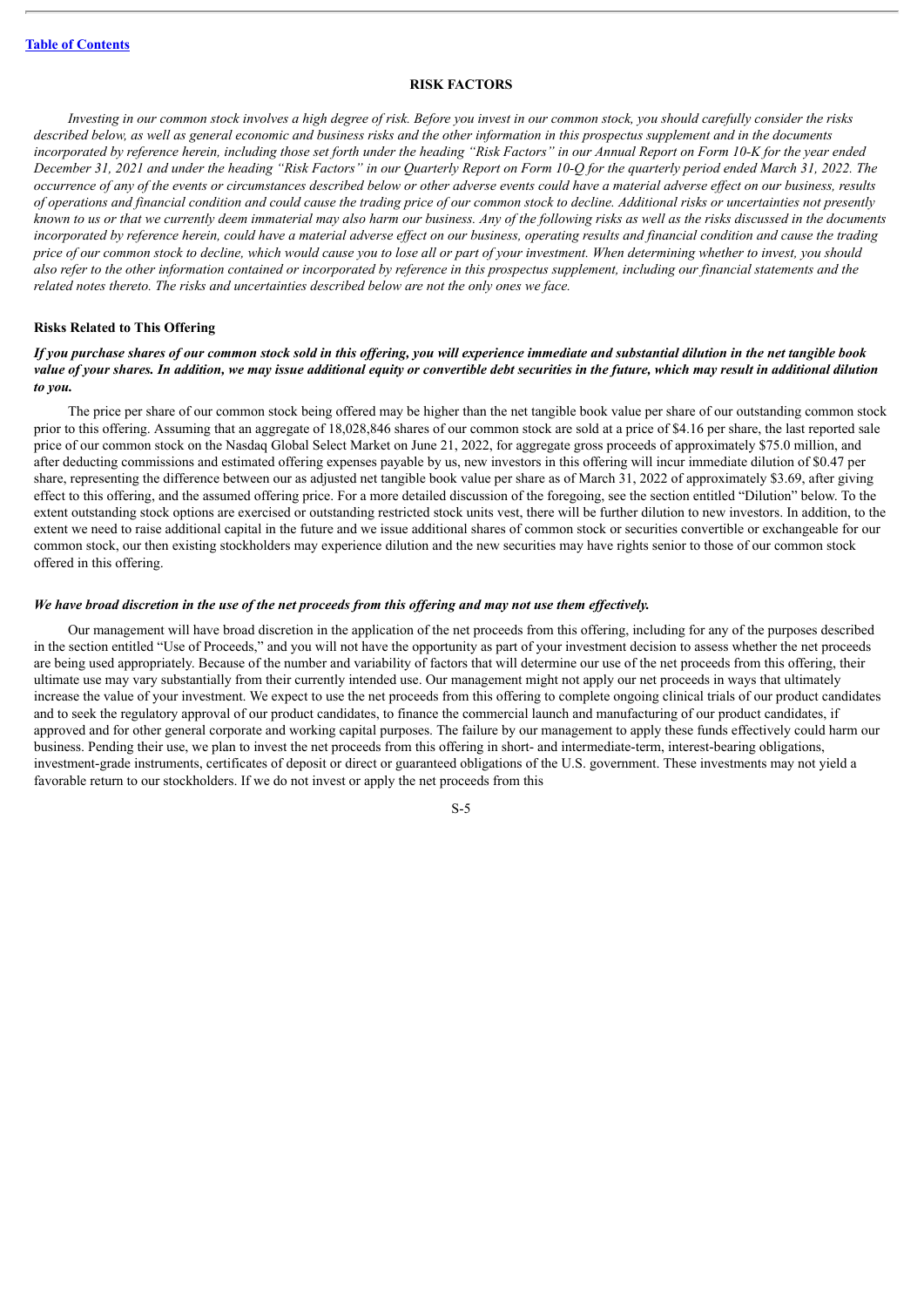# RISK FACTORS

*Investing in our common stock involves a high degree of risk. Before you invest in our common stock, you should carefully consider the risks described below, as well as general economic and business risks and the other information in this prospectus supplement and in the documents incorporated by reference herein, including those set forth under the heading "Risk Factors" in our Annual Report on Form 10-K for the year ended December 31, 2021 and under the heading "Risk Factors" in our Quarterly Report on Form 10-Q for the quarterly period ended March 31, 2022. The occurrence of any of the events or circumstances described below or other adverse events could have a material adverse effect on our business, results of operations and financial condition and could cause the trading price of our common stock to decline. Additional risks or uncertainties not presently known to us or that we currently deem immaterial may also harm our business. Any of the following risks as well as the risks discussed in the documents incorporated by reference herein, could have a material adverse effect on our business, operating results and financial condition and cause the trading price of our common stock to decline, which would cause you to lose all or part of your investment. When determining whether to invest, you should also refer to the other information contained or incorporated by reference in this prospectus supplement, including our financial statements and the related notes thereto. The risks and uncertainties described below are not the only ones we face.*

## Risks Related to This Offering

***If you purchase shares of our common stock sold in this offering, you will experience immediate and substantial dilution in the net tangible book value of your shares. In addition, we may issue additional equity or convertible debt securities in the future, which may result in additional dilution to you.***

The price per share of our common stock being offered may be higher than the net tangible book value per share of our outstanding common stock prior to this offering. Assuming that an aggregate of 18,028,846 shares of our common stock are sold at a price of $4.16 per share, the last reported sale price of our common stock on the Nasdaq Global Select Market on June 21, 2022, for aggregate gross proceeds of approximately $75.0 million, and after deducting commissions and estimated offering expenses payable by us, new investors in this offering will incur immediate dilution of $0.47 per share, representing the difference between our as adjusted net tangible book value per share as of March 31, 2022 of approximately $3.69, after giving effect to this offering, and the assumed offering price. For a more detailed discussion of the foregoing, see the section entitled "Dilution" below. To the extent outstanding stock options are exercised or outstanding restricted stock units vest, there will be further dilution to new investors. In addition, to the extent we need to raise additional capital in the future and we issue additional shares of common stock or securities convertible or exchangeable for our common stock, our then existing stockholders may experience dilution and the new securities may have rights senior to those of our common stock offered in this offering.

***We have broad discretion in the use of the net proceeds from this offering and may not use them effectively.***

Our management will have broad discretion in the application of the net proceeds from this offering, including for any of the purposes described in the section entitled "Use of Proceeds," and you will not have the opportunity as part of your investment decision to assess whether the net proceeds are being used appropriately. Because of the number and variability of factors that will determine our use of the net proceeds from this offering, their ultimate use may vary substantially from their currently intended use. Our management might not apply our net proceeds in ways that ultimately increase the value of your investment. We expect to use the net proceeds from this offering to complete ongoing clinical trials of our product candidates and to seek the regulatory approval of our product candidates, to finance the commercial launch and manufacturing of our product candidates, if approved and for other general corporate and working capital purposes. The failure by our management to apply these funds effectively could harm our business. Pending their use, we plan to invest the net proceeds from this offering in short- and intermediate-term, interest-bearing obligations, investment-grade instruments, certificates of deposit or direct or guaranteed obligations of the U.S. government. These investments may not yield a favorable return to our stockholders. If we do not invest or apply the net proceeds from this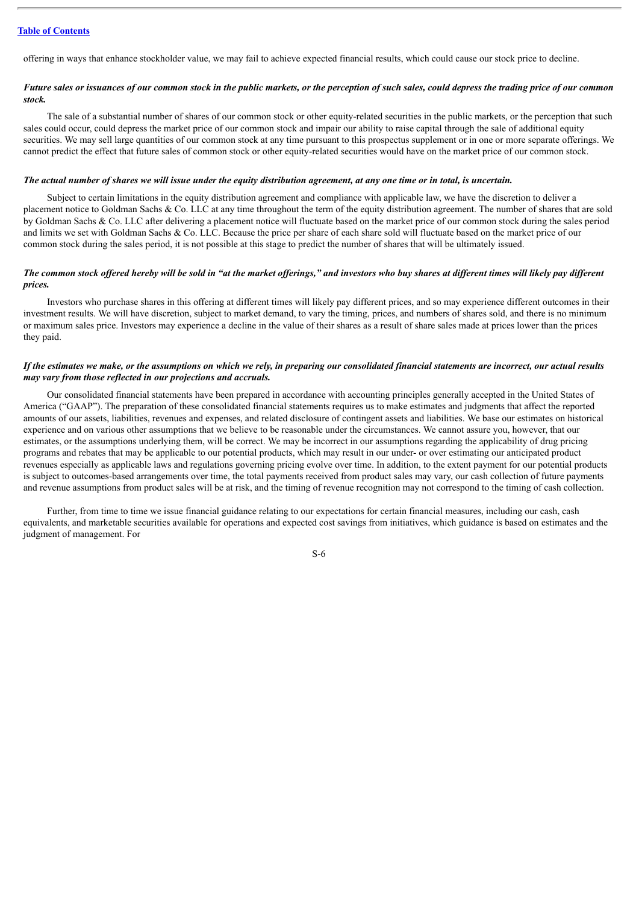offering in ways that enhance stockholder value, we may fail to achieve expected financial results, which could cause our stock price to decline.

***Future sales or issuances of our common stock in the public markets, or the perception of such sales, could depress the trading price of our common stock.***

The sale of a substantial number of shares of our common stock or other equity-related securities in the public markets, or the perception that such sales could occur, could depress the market price of our common stock and impair our ability to raise capital through the sale of additional equity securities. We may sell large quantities of our common stock at any time pursuant to this prospectus supplement or in one or more separate offerings. We cannot predict the effect that future sales of common stock or other equity-related securities would have on the market price of our common stock.

***The actual number of shares we will issue under the equity distribution agreement, at any one time or in total, is uncertain.***

Subject to certain limitations in the equity distribution agreement and compliance with applicable law, we have the discretion to deliver a placement notice to Goldman Sachs & Co. LLC at any time throughout the term of the equity distribution agreement. The number of shares that are sold by Goldman Sachs & Co. LLC after delivering a placement notice will fluctuate based on the market price of our common stock during the sales period and limits we set with Goldman Sachs & Co. LLC. Because the price per share of each share sold will fluctuate based on the market price of our common stock during the sales period, it is not possible at this stage to predict the number of shares that will be ultimately issued.

***The common stock offered hereby will be sold in "at the market offerings," and investors who buy shares at different times will likely pay different prices.***

Investors who purchase shares in this offering at different times will likely pay different prices, and so may experience different outcomes in their investment results. We will have discretion, subject to market demand, to vary the timing, prices, and numbers of shares sold, and there is no minimum or maximum sales price. Investors may experience a decline in the value of their shares as a result of share sales made at prices lower than the prices they paid.

***If the estimates we make, or the assumptions on which we rely, in preparing our consolidated financial statements are incorrect, our actual results may vary from those reflected in our projections and accruals.***

Our consolidated financial statements have been prepared in accordance with accounting principles generally accepted in the United States of America ("GAAP"). The preparation of these consolidated financial statements requires us to make estimates and judgments that affect the reported amounts of our assets, liabilities, revenues and expenses, and related disclosure of contingent assets and liabilities. We base our estimates on historical experience and on various other assumptions that we believe to be reasonable under the circumstances. We cannot assure you, however, that our estimates, or the assumptions underlying them, will be correct. We may be incorrect in our assumptions regarding the applicability of drug pricing programs and rebates that may be applicable to our potential products, which may result in our under- or over estimating our anticipated product revenues especially as applicable laws and regulations governing pricing evolve over time. In addition, to the extent payment for our potential products is subject to outcomes-based arrangements over time, the total payments received from product sales may vary, our cash collection of future payments and revenue assumptions from product sales will be at risk, and the timing of revenue recognition may not correspond to the timing of cash collection.

Further, from time to time we issue financial guidance relating to our expectations for certain financial measures, including our cash, cash equivalents, and marketable securities available for operations and expected cost savings from initiatives, which guidance is based on estimates and the judgment of management. For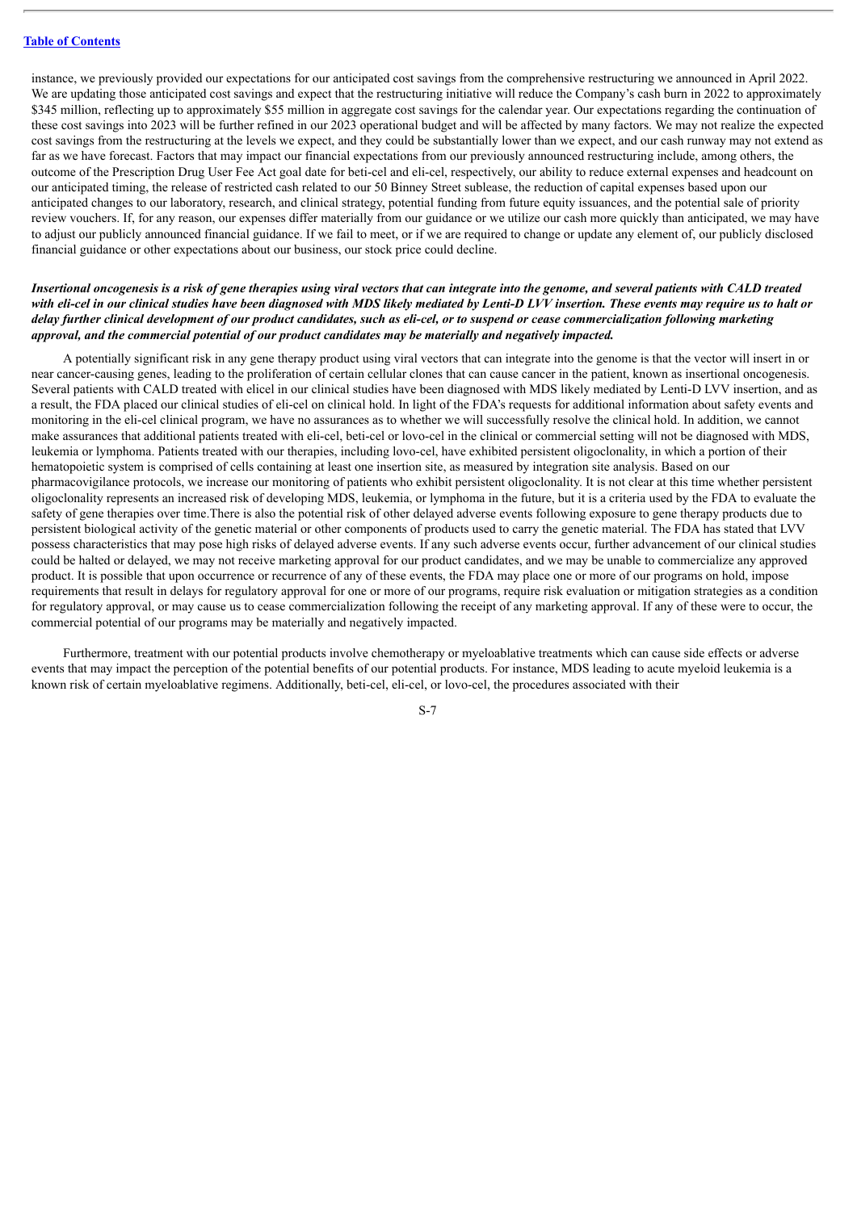instance, we previously provided our expectations for our anticipated cost savings from the comprehensive restructuring we announced in April 2022. We are updating those anticipated cost savings and expect that the restructuring initiative will reduce the Company's cash burn in 2022 to approximately $345 million, reflecting up to approximately $55 million in aggregate cost savings for the calendar year. Our expectations regarding the continuation of these cost savings into 2023 will be further refined in our 2023 operational budget and will be affected by many factors. We may not realize the expected cost savings from the restructuring at the levels we expect, and they could be substantially lower than we expect, and our cash runway may not extend as far as we have forecast. Factors that may impact our financial expectations from our previously announced restructuring include, among others, the outcome of the Prescription Drug User Fee Act goal date for beti-cel and eli-cel, respectively, our ability to reduce external expenses and headcount on our anticipated timing, the release of restricted cash related to our 50 Binney Street sublease, the reduction of capital expenses based upon our anticipated changes to our laboratory, research, and clinical strategy, potential funding from future equity issuances, and the potential sale of priority review vouchers. If, for any reason, our expenses differ materially from our guidance or we utilize our cash more quickly than anticipated, we may have to adjust our publicly announced financial guidance. If we fail to meet, or if we are required to change or update any element of, our publicly disclosed financial guidance or other expectations about our business, our stock price could decline.

***Insertional oncogenesis is a risk of gene therapies using viral vectors that can integrate into the genome, and several patients with CALD treated with eli-cel in our clinical studies have been diagnosed with MDS likely mediated by Lenti-D LVV insertion. These events may require us to halt or delay further clinical development of our product candidates, such as eli-cel, or to suspend or cease commercialization following marketing approval, and the commercial potential of our product candidates may be materially and negatively impacted.***

A potentially significant risk in any gene therapy product using viral vectors that can integrate into the genome is that the vector will insert in or near cancer-causing genes, leading to the proliferation of certain cellular clones that can cause cancer in the patient, known as insertional oncogenesis. Several patients with CALD treated with elicel in our clinical studies have been diagnosed with MDS likely mediated by Lenti-D LVV insertion, and as a result, the FDA placed our clinical studies of eli-cel on clinical hold. In light of the FDA's requests for additional information about safety events and monitoring in the eli-cel clinical program, we have no assurances as to whether we will successfully resolve the clinical hold. In addition, we cannot make assurances that additional patients treated with eli-cel, beti-cel or lovo-cel in the clinical or commercial setting will not be diagnosed with MDS, leukemia or lymphoma. Patients treated with our therapies, including lovo-cel, have exhibited persistent oligoclonality, in which a portion of their hematopoietic system is comprised of cells containing at least one insertion site, as measured by integration site analysis. Based on our pharmacovigilance protocols, we increase our monitoring of patients who exhibit persistent oligoclonality. It is not clear at this time whether persistent oligoclonality represents an increased risk of developing MDS, leukemia, or lymphoma in the future, but it is a criteria used by the FDA to evaluate the safety of gene therapies over time.There is also the potential risk of other delayed adverse events following exposure to gene therapy products due to persistent biological activity of the genetic material or other components of products used to carry the genetic material. The FDA has stated that LVV possess characteristics that may pose high risks of delayed adverse events. If any such adverse events occur, further advancement of our clinical studies could be halted or delayed, we may not receive marketing approval for our product candidates, and we may be unable to commercialize any approved product. It is possible that upon occurrence or recurrence of any of these events, the FDA may place one or more of our programs on hold, impose requirements that result in delays for regulatory approval for one or more of our programs, require risk evaluation or mitigation strategies as a condition for regulatory approval, or may cause us to cease commercialization following the receipt of any marketing approval. If any of these were to occur, the commercial potential of our programs may be materially and negatively impacted.

Furthermore, treatment with our potential products involve chemotherapy or myeloablative treatments which can cause side effects or adverse events that may impact the perception of the potential benefits of our potential products. For instance, MDS leading to acute myeloid leukemia is a known risk of certain myeloablative regimens. Additionally, beti-cel, eli-cel, or lovo-cel, the procedures associated with their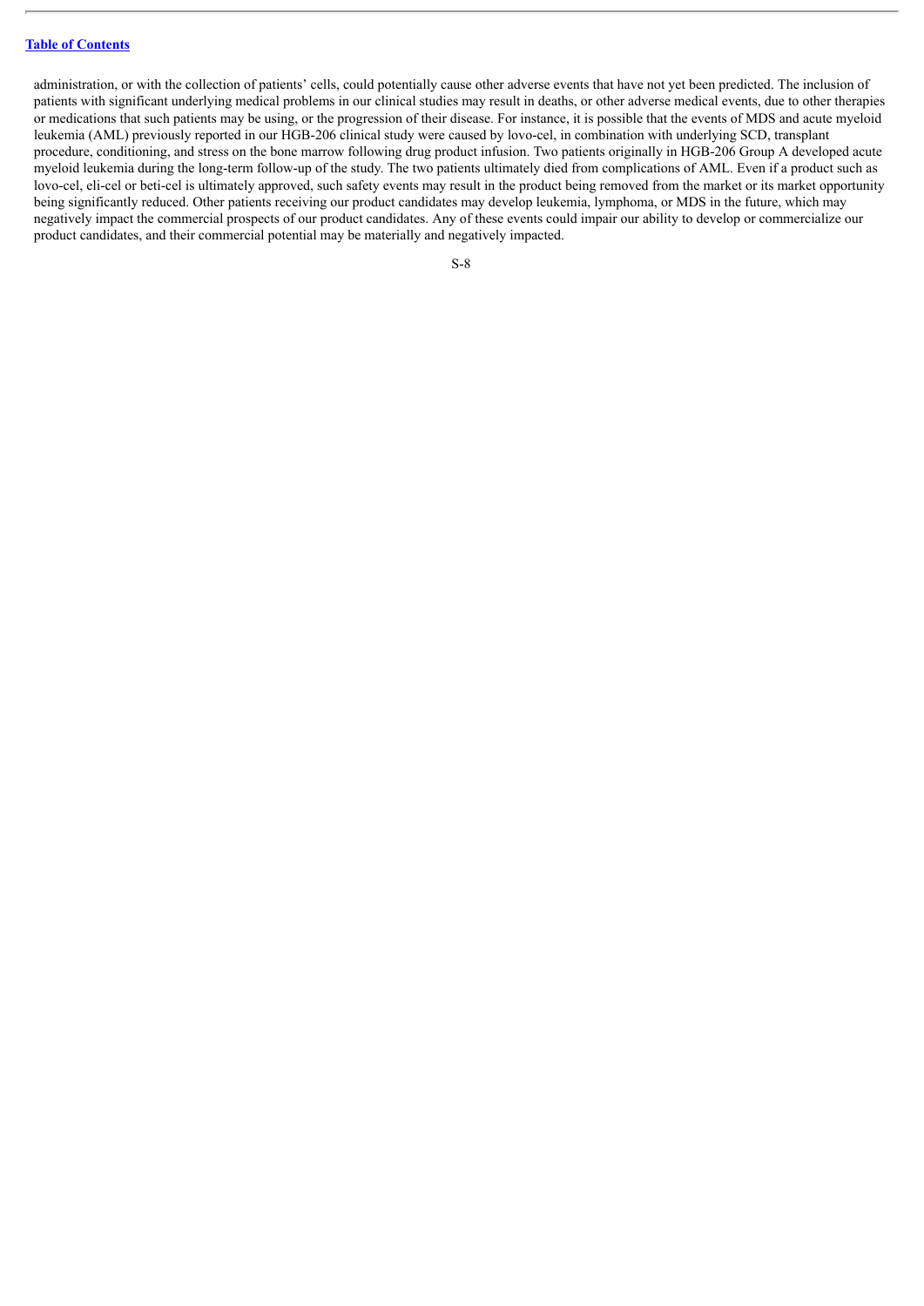administration, or with the collection of patients' cells, could potentially cause other adverse events that have not yet been predicted. The inclusion of patients with significant underlying medical problems in our clinical studies may result in deaths, or other adverse medical events, due to other therapies or medications that such patients may be using, or the progression of their disease. For instance, it is possible that the events of MDS and acute myeloid leukemia (AML) previously reported in our HGB-206 clinical study were caused by lovo-cel, in combination with underlying SCD, transplant procedure, conditioning, and stress on the bone marrow following drug product infusion. Two patients originally in HGB-206 Group A developed acute myeloid leukemia during the long-term follow-up of the study. The two patients ultimately died from complications of AML. Even if a product such as lovo-cel, eli-cel or beti-cel is ultimately approved, such safety events may result in the product being removed from the market or its market opportunity being significantly reduced. Other patients receiving our product candidates may develop leukemia, lymphoma, or MDS in the future, which may negatively impact the commercial prospects of our product candidates. Any of these events could impair our ability to develop or commercialize our product candidates, and their commercial potential may be materially and negatively impacted.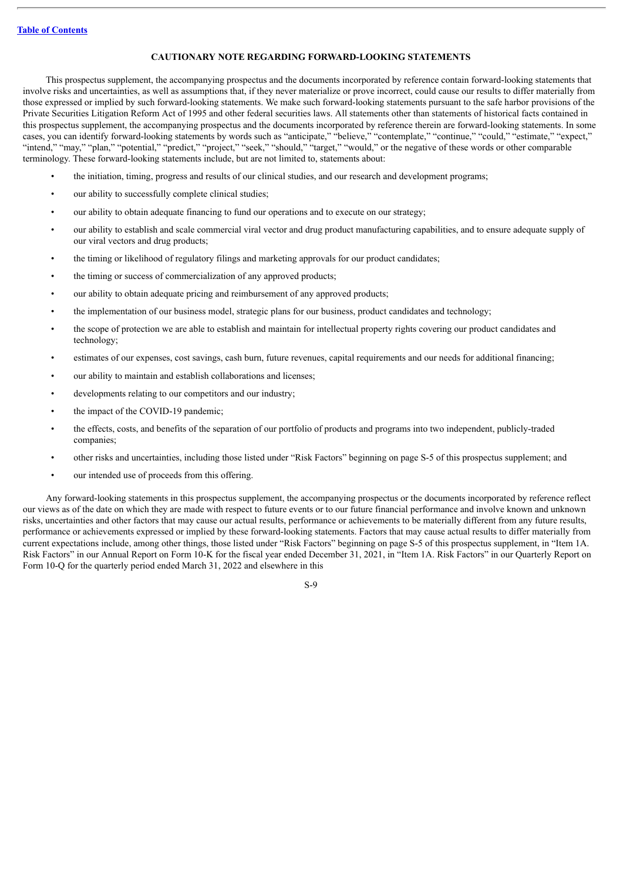## CAUTIONARY NOTE REGARDING FORWARD-LOOKING STATEMENTS

This prospectus supplement, the accompanying prospectus and the documents incorporated by reference contain forward-looking statements that involve risks and uncertainties, as well as assumptions that, if they never materialize or prove incorrect, could cause our results to differ materially from those expressed or implied by such forward-looking statements. We make such forward-looking statements pursuant to the safe harbor provisions of the Private Securities Litigation Reform Act of 1995 and other federal securities laws. All statements other than statements of historical facts contained in this prospectus supplement, the accompanying prospectus and the documents incorporated by reference therein are forward-looking statements. In some cases, you can identify forward-looking statements by words such as "anticipate," "believe," "contemplate," "continue," "could," "estimate," "expect," "intend," "may," "plan," "potential," "predict," "project," "seek," "should," "target," "would," or the negative of these words or other comparable terminology. These forward-looking statements include, but are not limited to, statements about:

- the initiation, timing, progress and results of our clinical studies, and our research and development programs;
- our ability to successfully complete clinical studies;
- our ability to obtain adequate financing to fund our operations and to execute on our strategy;
- our ability to establish and scale commercial viral vector and drug product manufacturing capabilities, and to ensure adequate supply of our viral vectors and drug products;
- the timing or likelihood of regulatory filings and marketing approvals for our product candidates;
- the timing or success of commercialization of any approved products;
- our ability to obtain adequate pricing and reimbursement of any approved products;
- the implementation of our business model, strategic plans for our business, product candidates and technology;
- the scope of protection we are able to establish and maintain for intellectual property rights covering our product candidates and technology;
- estimates of our expenses, cost savings, cash burn, future revenues, capital requirements and our needs for additional financing;
- our ability to maintain and establish collaborations and licenses;
- developments relating to our competitors and our industry;
- the impact of the COVID-19 pandemic;
- the effects, costs, and benefits of the separation of our portfolio of products and programs into two independent, publicly-traded companies;
- other risks and uncertainties, including those listed under "Risk Factors" beginning on page S-5 of this prospectus supplement; and
- our intended use of proceeds from this offering.

Any forward-looking statements in this prospectus supplement, the accompanying prospectus or the documents incorporated by reference reflect our views as of the date on which they are made with respect to future events or to our future financial performance and involve known and unknown risks, uncertainties and other factors that may cause our actual results, performance or achievements to be materially different from any future results, performance or achievements expressed or implied by these forward-looking statements. Factors that may cause actual results to differ materially from current expectations include, among other things, those listed under "Risk Factors" beginning on page S-5 of this prospectus supplement, in "Item 1A. Risk Factors" in our Annual Report on Form 10-K for the fiscal year ended December 31, 2021, in "Item 1A. Risk Factors" in our Quarterly Report on Form 10-Q for the quarterly period ended March 31, 2022 and elsewhere in this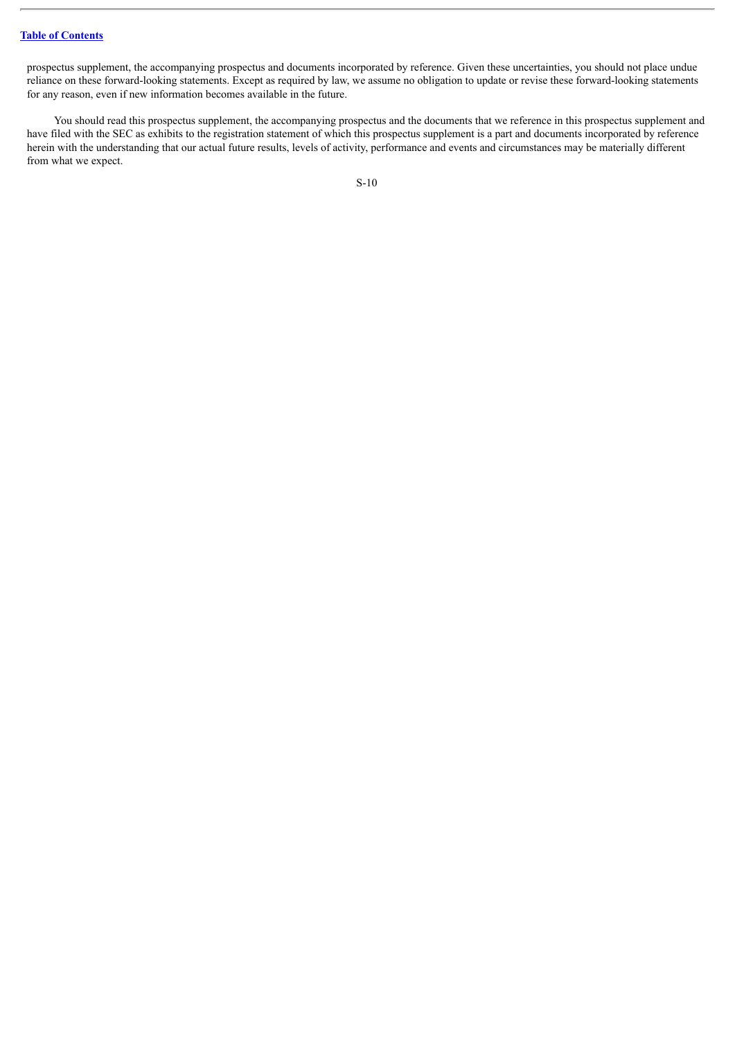prospectus supplement, the accompanying prospectus and documents incorporated by reference. Given these uncertainties, you should not place undue reliance on these forward-looking statements. Except as required by law, we assume no obligation to update or revise these forward-looking statements for any reason, even if new information becomes available in the future.

You should read this prospectus supplement, the accompanying prospectus and the documents that we reference in this prospectus supplement and have filed with the SEC as exhibits to the registration statement of which this prospectus supplement is a part and documents incorporated by reference herein with the understanding that our actual future results, levels of activity, performance and events and circumstances may be materially different from what we expect.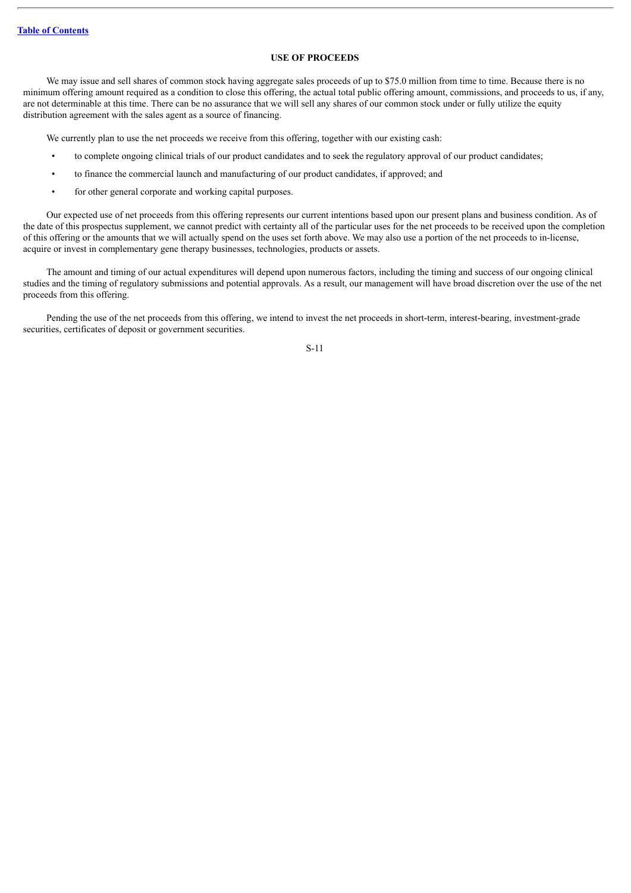## USE OF PROCEEDS

We may issue and sell shares of common stock having aggregate sales proceeds of up to $75.0 million from time to time. Because there is no minimum offering amount required as a condition to close this offering, the actual total public offering amount, commissions, and proceeds to us, if any, are not determinable at this time. There can be no assurance that we will sell any shares of our common stock under or fully utilize the equity distribution agreement with the sales agent as a source of financing.

We currently plan to use the net proceeds we receive from this offering, together with our existing cash:

- to complete ongoing clinical trials of our product candidates and to seek the regulatory approval of our product candidates;
- to finance the commercial launch and manufacturing of our product candidates, if approved; and
- for other general corporate and working capital purposes.

Our expected use of net proceeds from this offering represents our current intentions based upon our present plans and business condition. As of the date of this prospectus supplement, we cannot predict with certainty all of the particular uses for the net proceeds to be received upon the completion of this offering or the amounts that we will actually spend on the uses set forth above. We may also use a portion of the net proceeds to in-license, acquire or invest in complementary gene therapy businesses, technologies, products or assets.

The amount and timing of our actual expenditures will depend upon numerous factors, including the timing and success of our ongoing clinical studies and the timing of regulatory submissions and potential approvals. As a result, our management will have broad discretion over the use of the net proceeds from this offering.

Pending the use of the net proceeds from this offering, we intend to invest the net proceeds in short-term, interest-bearing, investment-grade securities, certificates of deposit or government securities.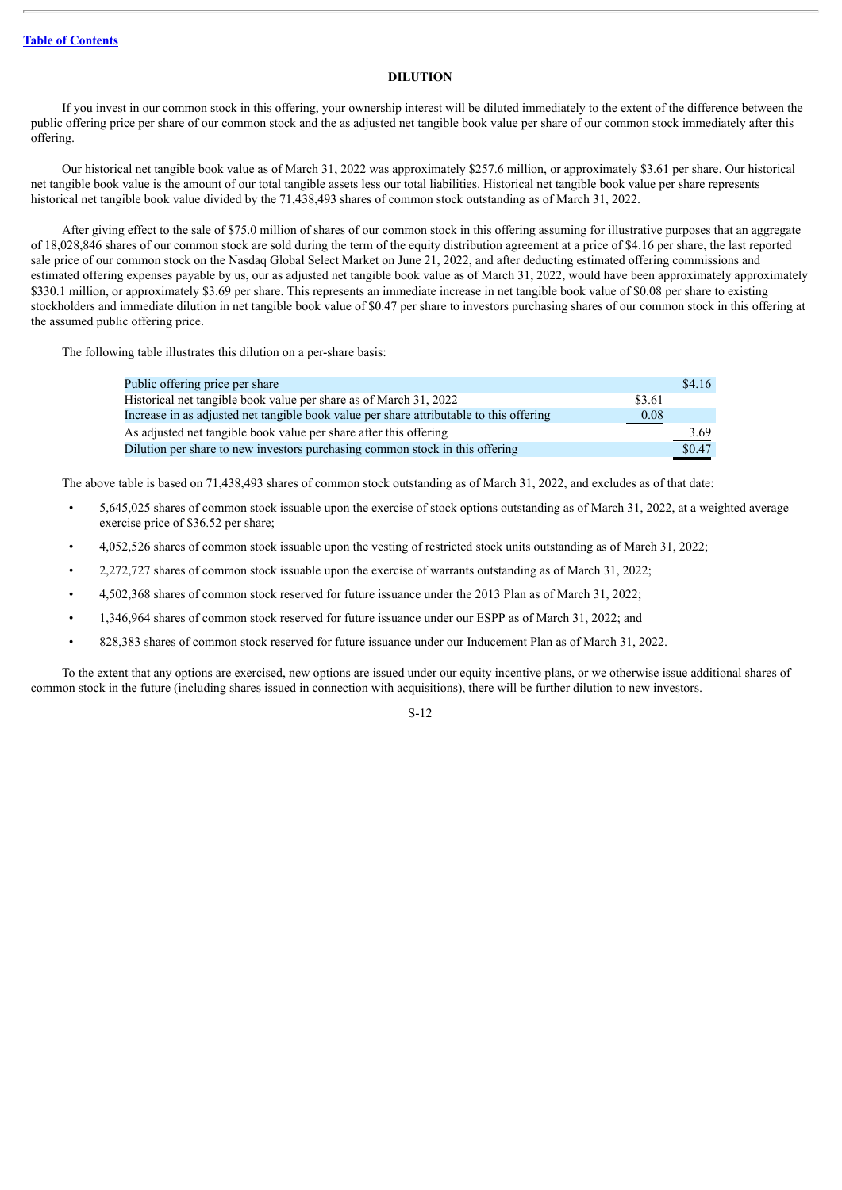## DILUTION

If you invest in our common stock in this offering, your ownership interest will be diluted immediately to the extent of the difference between the public offering price per share of our common stock and the as adjusted net tangible book value per share of our common stock immediately after this offering.

Our historical net tangible book value as of March 31, 2022 was approximately $257.6 million, or approximately $3.61 per share. Our historical net tangible book value is the amount of our total tangible assets less our total liabilities. Historical net tangible book value per share represents historical net tangible book value divided by the 71,438,493 shares of common stock outstanding as of March 31, 2022.

After giving effect to the sale of $75.0 million of shares of our common stock in this offering assuming for illustrative purposes that an aggregate of 18,028,846 shares of our common stock are sold during the term of the equity distribution agreement at a price of $4.16 per share, the last reported sale price of our common stock on the Nasdaq Global Select Market on June 21, 2022, and after deducting estimated offering commissions and estimated offering expenses payable by us, our as adjusted net tangible book value as of March 31, 2022, would have been approximately approximately $330.1 million, or approximately $3.69 per share. This represents an immediate increase in net tangible book value of $0.08 per share to existing stockholders and immediate dilution in net tangible book value of $0.47 per share to investors purchasing shares of our common stock in this offering at the assumed public offering price.

The following table illustrates this dilution on a per-share basis:

| | | |
|---|---|---|
| Public offering price per share | | $4.16 |
| Historical net tangible book value per share as of March 31, 2022 | $3.61 | |
| Increase in as adjusted net tangible book value per share attributable to this offering | 0.08 | |
| As adjusted net tangible book value per share after this offering | | 3.69 |
| Dilution per share to new investors purchasing common stock in this offering | | $0.47 |

The above table is based on 71,438,493 shares of common stock outstanding as of March 31, 2022, and excludes as of that date:

- 5,645,025 shares of common stock issuable upon the exercise of stock options outstanding as of March 31, 2022, at a weighted average exercise price of $36.52 per share;
- 4,052,526 shares of common stock issuable upon the vesting of restricted stock units outstanding as of March 31, 2022;
- 2,272,727 shares of common stock issuable upon the exercise of warrants outstanding as of March 31, 2022;
- 4,502,368 shares of common stock reserved for future issuance under the 2013 Plan as of March 31, 2022;
- 1,346,964 shares of common stock reserved for future issuance under our ESPP as of March 31, 2022; and
- 828,383 shares of common stock reserved for future issuance under our Inducement Plan as of March 31, 2022.

To the extent that any options are exercised, new options are issued under our equity incentive plans, or we otherwise issue additional shares of common stock in the future (including shares issued in connection with acquisitions), there will be further dilution to new investors.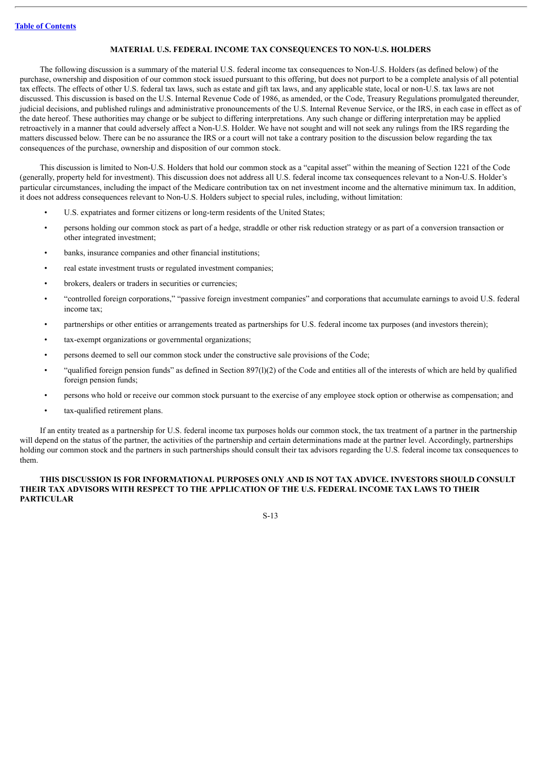## MATERIAL U.S. FEDERAL INCOME TAX CONSEQUENCES TO NON-U.S. HOLDERS

The following discussion is a summary of the material U.S. federal income tax consequences to Non-U.S. Holders (as defined below) of the purchase, ownership and disposition of our common stock issued pursuant to this offering, but does not purport to be a complete analysis of all potential tax effects. The effects of other U.S. federal tax laws, such as estate and gift tax laws, and any applicable state, local or non-U.S. tax laws are not discussed. This discussion is based on the U.S. Internal Revenue Code of 1986, as amended, or the Code, Treasury Regulations promulgated thereunder, judicial decisions, and published rulings and administrative pronouncements of the U.S. Internal Revenue Service, or the IRS, in each case in effect as of the date hereof. These authorities may change or be subject to differing interpretations. Any such change or differing interpretation may be applied retroactively in a manner that could adversely affect a Non-U.S. Holder. We have not sought and will not seek any rulings from the IRS regarding the matters discussed below. There can be no assurance the IRS or a court will not take a contrary position to the discussion below regarding the tax consequences of the purchase, ownership and disposition of our common stock.

This discussion is limited to Non-U.S. Holders that hold our common stock as a "capital asset" within the meaning of Section 1221 of the Code (generally, property held for investment). This discussion does not address all U.S. federal income tax consequences relevant to a Non-U.S. Holder's particular circumstances, including the impact of the Medicare contribution tax on net investment income and the alternative minimum tax. In addition, it does not address consequences relevant to Non-U.S. Holders subject to special rules, including, without limitation:

- U.S. expatriates and former citizens or long-term residents of the United States;
- persons holding our common stock as part of a hedge, straddle or other risk reduction strategy or as part of a conversion transaction or other integrated investment;
- banks, insurance companies and other financial institutions;
- real estate investment trusts or regulated investment companies;
- brokers, dealers or traders in securities or currencies;
- "controlled foreign corporations," "passive foreign investment companies" and corporations that accumulate earnings to avoid U.S. federal income tax;
- partnerships or other entities or arrangements treated as partnerships for U.S. federal income tax purposes (and investors therein);
- tax-exempt organizations or governmental organizations;
- persons deemed to sell our common stock under the constructive sale provisions of the Code;
- "qualified foreign pension funds" as defined in Section 897(l)(2) of the Code and entities all of the interests of which are held by qualified foreign pension funds;
- persons who hold or receive our common stock pursuant to the exercise of any employee stock option or otherwise as compensation; and
- tax-qualified retirement plans.

If an entity treated as a partnership for U.S. federal income tax purposes holds our common stock, the tax treatment of a partner in the partnership will depend on the status of the partner, the activities of the partnership and certain determinations made at the partner level. Accordingly, partnerships holding our common stock and the partners in such partnerships should consult their tax advisors regarding the U.S. federal income tax consequences to them.

**THIS DISCUSSION IS FOR INFORMATIONAL PURPOSES ONLY AND IS NOT TAX ADVICE. INVESTORS SHOULD CONSULT THEIR TAX ADVISORS WITH RESPECT TO THE APPLICATION OF THE U.S. FEDERAL INCOME TAX LAWS TO THEIR PARTICULAR**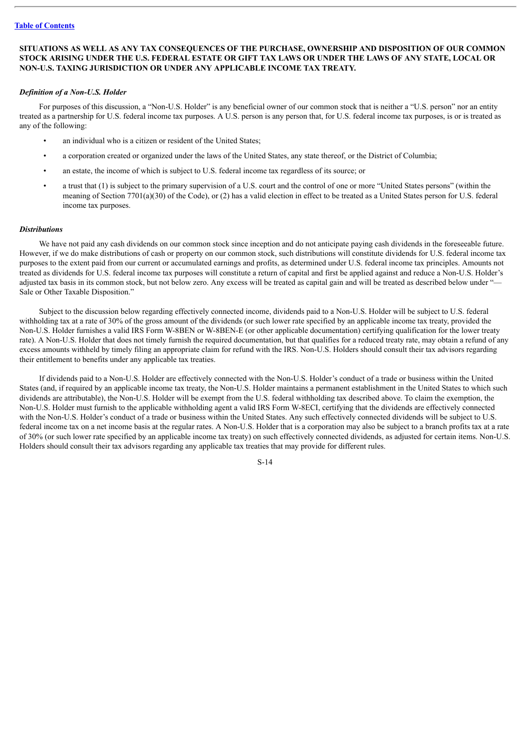**SITUATIONS AS WELL AS ANY TAX CONSEQUENCES OF THE PURCHASE, OWNERSHIP AND DISPOSITION OF OUR COMMON STOCK ARISING UNDER THE U.S. FEDERAL ESTATE OR GIFT TAX LAWS OR UNDER THE LAWS OF ANY STATE, LOCAL OR NON-U.S. TAXING JURISDICTION OR UNDER ANY APPLICABLE INCOME TAX TREATY.**

***Definition of a Non-U.S. Holder***

For purposes of this discussion, a "Non-U.S. Holder" is any beneficial owner of our common stock that is neither a "U.S. person" nor an entity treated as a partnership for U.S. federal income tax purposes. A U.S. person is any person that, for U.S. federal income tax purposes, is or is treated as any of the following:

- an individual who is a citizen or resident of the United States;
- a corporation created or organized under the laws of the United States, any state thereof, or the District of Columbia;
- an estate, the income of which is subject to U.S. federal income tax regardless of its source; or
- a trust that (1) is subject to the primary supervision of a U.S. court and the control of one or more "United States persons" (within the meaning of Section 7701(a)(30) of the Code), or (2) has a valid election in effect to be treated as a United States person for U.S. federal income tax purposes.

***Distributions***

We have not paid any cash dividends on our common stock since inception and do not anticipate paying cash dividends in the foreseeable future. However, if we do make distributions of cash or property on our common stock, such distributions will constitute dividends for U.S. federal income tax purposes to the extent paid from our current or accumulated earnings and profits, as determined under U.S. federal income tax principles. Amounts not treated as dividends for U.S. federal income tax purposes will constitute a return of capital and first be applied against and reduce a Non-U.S. Holder's adjusted tax basis in its common stock, but not below zero. Any excess will be treated as capital gain and will be treated as described below under "—Sale or Other Taxable Disposition."

Subject to the discussion below regarding effectively connected income, dividends paid to a Non-U.S. Holder will be subject to U.S. federal withholding tax at a rate of 30% of the gross amount of the dividends (or such lower rate specified by an applicable income tax treaty, provided the Non-U.S. Holder furnishes a valid IRS Form W-8BEN or W-8BEN-E (or other applicable documentation) certifying qualification for the lower treaty rate). A Non-U.S. Holder that does not timely furnish the required documentation, but that qualifies for a reduced treaty rate, may obtain a refund of any excess amounts withheld by timely filing an appropriate claim for refund with the IRS. Non-U.S. Holders should consult their tax advisors regarding their entitlement to benefits under any applicable tax treaties.

If dividends paid to a Non-U.S. Holder are effectively connected with the Non-U.S. Holder's conduct of a trade or business within the United States (and, if required by an applicable income tax treaty, the Non-U.S. Holder maintains a permanent establishment in the United States to which such dividends are attributable), the Non-U.S. Holder will be exempt from the U.S. federal withholding tax described above. To claim the exemption, the Non-U.S. Holder must furnish to the applicable withholding agent a valid IRS Form W-8ECI, certifying that the dividends are effectively connected with the Non-U.S. Holder's conduct of a trade or business within the United States. Any such effectively connected dividends will be subject to U.S. federal income tax on a net income basis at the regular rates. A Non-U.S. Holder that is a corporation may also be subject to a branch profits tax at a rate of 30% (or such lower rate specified by an applicable income tax treaty) on such effectively connected dividends, as adjusted for certain items. Non-U.S. Holders should consult their tax advisors regarding any applicable tax treaties that may provide for different rules.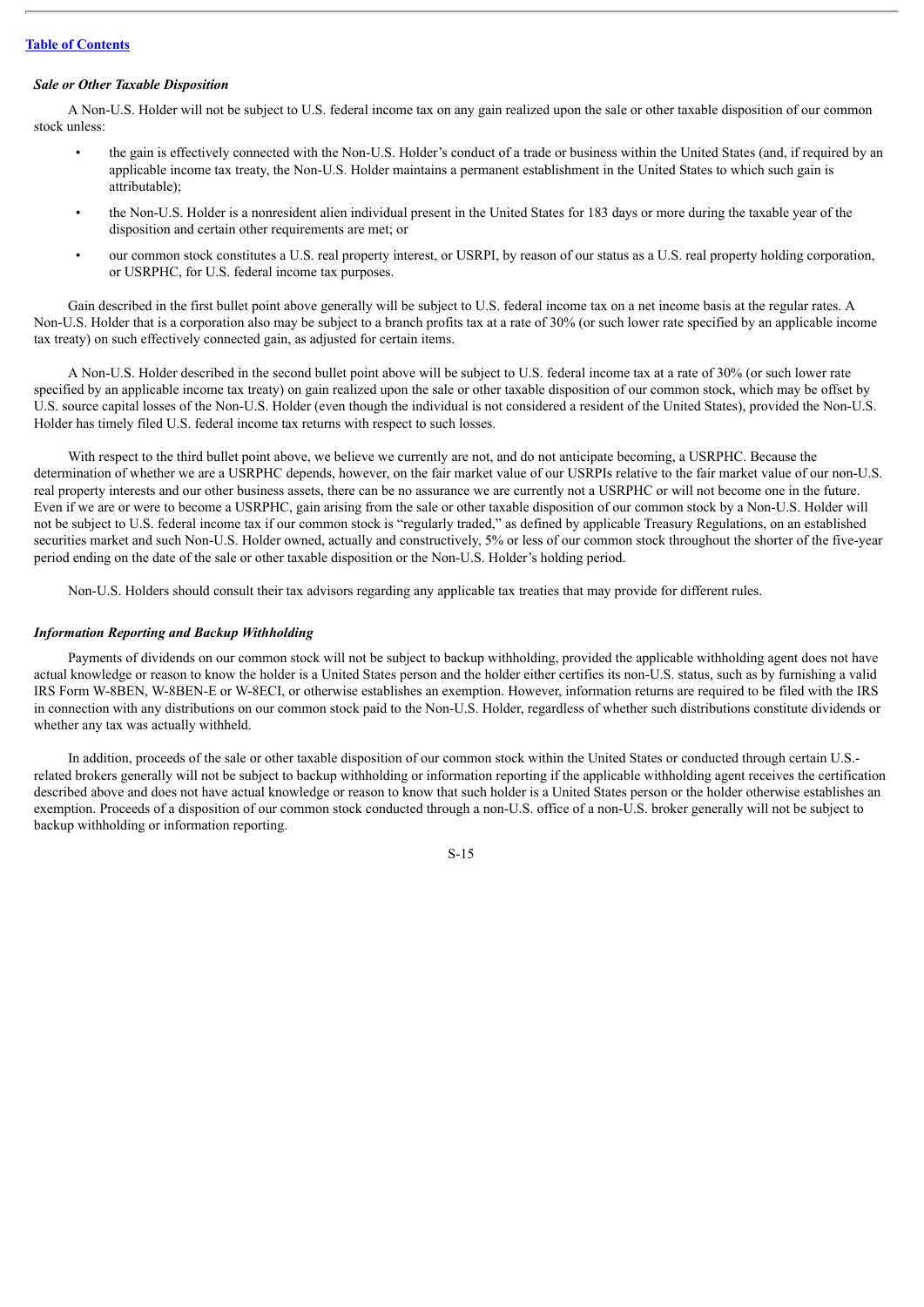### *Sale or Other Taxable Disposition*

A Non-U.S. Holder will not be subject to U.S. federal income tax on any gain realized upon the sale or other taxable disposition of our common stock unless:

- the gain is effectively connected with the Non-U.S. Holder's conduct of a trade or business within the United States (and, if required by an applicable income tax treaty, the Non-U.S. Holder maintains a permanent establishment in the United States to which such gain is attributable);
- the Non-U.S. Holder is a nonresident alien individual present in the United States for 183 days or more during the taxable year of the disposition and certain other requirements are met; or
- our common stock constitutes a U.S. real property interest, or USRPI, by reason of our status as a U.S. real property holding corporation, or USRPHC, for U.S. federal income tax purposes.

Gain described in the first bullet point above generally will be subject to U.S. federal income tax on a net income basis at the regular rates. A Non-U.S. Holder that is a corporation also may be subject to a branch profits tax at a rate of 30% (or such lower rate specified by an applicable income tax treaty) on such effectively connected gain, as adjusted for certain items.

A Non-U.S. Holder described in the second bullet point above will be subject to U.S. federal income tax at a rate of 30% (or such lower rate specified by an applicable income tax treaty) on gain realized upon the sale or other taxable disposition of our common stock, which may be offset by U.S. source capital losses of the Non-U.S. Holder (even though the individual is not considered a resident of the United States), provided the Non-U.S. Holder has timely filed U.S. federal income tax returns with respect to such losses.

With respect to the third bullet point above, we believe we currently are not, and do not anticipate becoming, a USRPHC. Because the determination of whether we are a USRPHC depends, however, on the fair market value of our USRPIs relative to the fair market value of our non-U.S. real property interests and our other business assets, there can be no assurance we are currently not a USRPHC or will not become one in the future. Even if we are or were to become a USRPHC, gain arising from the sale or other taxable disposition of our common stock by a Non-U.S. Holder will not be subject to U.S. federal income tax if our common stock is "regularly traded," as defined by applicable Treasury Regulations, on an established securities market and such Non-U.S. Holder owned, actually and constructively, 5% or less of our common stock throughout the shorter of the five-year period ending on the date of the sale or other taxable disposition or the Non-U.S. Holder's holding period.

Non-U.S. Holders should consult their tax advisors regarding any applicable tax treaties that may provide for different rules.

### *Information Reporting and Backup Withholding*

Payments of dividends on our common stock will not be subject to backup withholding, provided the applicable withholding agent does not have actual knowledge or reason to know the holder is a United States person and the holder either certifies its non-U.S. status, such as by furnishing a valid IRS Form W-8BEN, W-8BEN-E or W-8ECI, or otherwise establishes an exemption. However, information returns are required to be filed with the IRS in connection with any distributions on our common stock paid to the Non-U.S. Holder, regardless of whether such distributions constitute dividends or whether any tax was actually withheld.

In addition, proceeds of the sale or other taxable disposition of our common stock within the United States or conducted through certain U.S.-related brokers generally will not be subject to backup withholding or information reporting if the applicable withholding agent receives the certification described above and does not have actual knowledge or reason to know that such holder is a United States person or the holder otherwise establishes an exemption. Proceeds of a disposition of our common stock conducted through a non-U.S. office of a non-U.S. broker generally will not be subject to backup withholding or information reporting.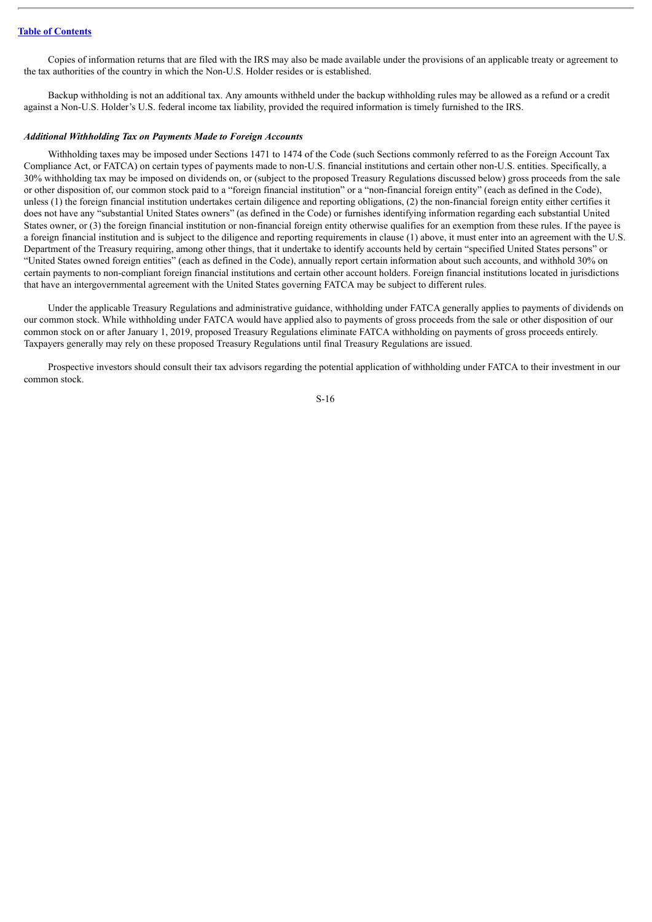Copies of information returns that are filed with the IRS may also be made available under the provisions of an applicable treaty or agreement to the tax authorities of the country in which the Non-U.S. Holder resides or is established.

Backup withholding is not an additional tax. Any amounts withheld under the backup withholding rules may be allowed as a refund or a credit against a Non-U.S. Holder's U.S. federal income tax liability, provided the required information is timely furnished to the IRS.

***Additional Withholding Tax on Payments Made to Foreign Accounts***

Withholding taxes may be imposed under Sections 1471 to 1474 of the Code (such Sections commonly referred to as the Foreign Account Tax Compliance Act, or FATCA) on certain types of payments made to non-U.S. financial institutions and certain other non-U.S. entities. Specifically, a 30% withholding tax may be imposed on dividends on, or (subject to the proposed Treasury Regulations discussed below) gross proceeds from the sale or other disposition of, our common stock paid to a "foreign financial institution" or a "non-financial foreign entity" (each as defined in the Code), unless (1) the foreign financial institution undertakes certain diligence and reporting obligations, (2) the non-financial foreign entity either certifies it does not have any "substantial United States owners" (as defined in the Code) or furnishes identifying information regarding each substantial United States owner, or (3) the foreign financial institution or non-financial foreign entity otherwise qualifies for an exemption from these rules. If the payee is a foreign financial institution and is subject to the diligence and reporting requirements in clause (1) above, it must enter into an agreement with the U.S. Department of the Treasury requiring, among other things, that it undertake to identify accounts held by certain "specified United States persons" or "United States owned foreign entities" (each as defined in the Code), annually report certain information about such accounts, and withhold 30% on certain payments to non-compliant foreign financial institutions and certain other account holders. Foreign financial institutions located in jurisdictions that have an intergovernmental agreement with the United States governing FATCA may be subject to different rules.

Under the applicable Treasury Regulations and administrative guidance, withholding under FATCA generally applies to payments of dividends on our common stock. While withholding under FATCA would have applied also to payments of gross proceeds from the sale or other disposition of our common stock on or after January 1, 2019, proposed Treasury Regulations eliminate FATCA withholding on payments of gross proceeds entirely. Taxpayers generally may rely on these proposed Treasury Regulations until final Treasury Regulations are issued.

Prospective investors should consult their tax advisors regarding the potential application of withholding under FATCA to their investment in our common stock.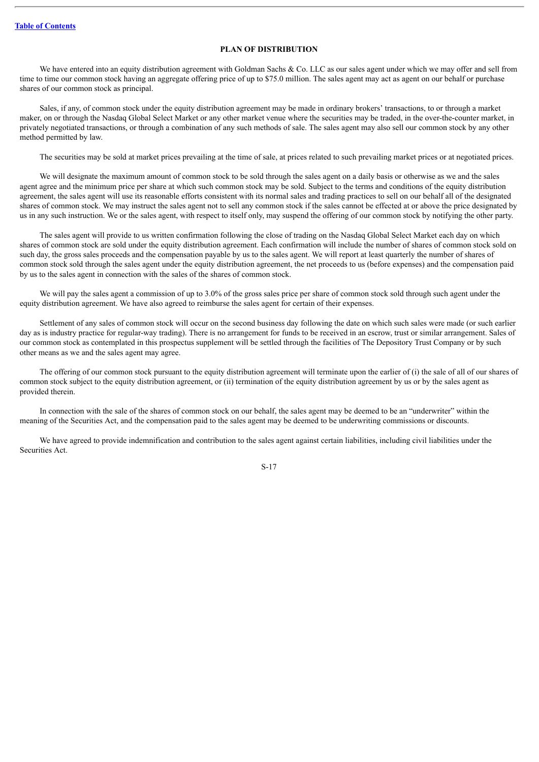## PLAN OF DISTRIBUTION

We have entered into an equity distribution agreement with Goldman Sachs & Co. LLC as our sales agent under which we may offer and sell from time to time our common stock having an aggregate offering price of up to $75.0 million. The sales agent may act as agent on our behalf or purchase shares of our common stock as principal.

Sales, if any, of common stock under the equity distribution agreement may be made in ordinary brokers' transactions, to or through a market maker, on or through the Nasdaq Global Select Market or any other market venue where the securities may be traded, in the over-the-counter market, in privately negotiated transactions, or through a combination of any such methods of sale. The sales agent may also sell our common stock by any other method permitted by law.

The securities may be sold at market prices prevailing at the time of sale, at prices related to such prevailing market prices or at negotiated prices.

We will designate the maximum amount of common stock to be sold through the sales agent on a daily basis or otherwise as we and the sales agent agree and the minimum price per share at which such common stock may be sold. Subject to the terms and conditions of the equity distribution agreement, the sales agent will use its reasonable efforts consistent with its normal sales and trading practices to sell on our behalf all of the designated shares of common stock. We may instruct the sales agent not to sell any common stock if the sales cannot be effected at or above the price designated by us in any such instruction. We or the sales agent, with respect to itself only, may suspend the offering of our common stock by notifying the other party.

The sales agent will provide to us written confirmation following the close of trading on the Nasdaq Global Select Market each day on which shares of common stock are sold under the equity distribution agreement. Each confirmation will include the number of shares of common stock sold on such day, the gross sales proceeds and the compensation payable by us to the sales agent. We will report at least quarterly the number of shares of common stock sold through the sales agent under the equity distribution agreement, the net proceeds to us (before expenses) and the compensation paid by us to the sales agent in connection with the sales of the shares of common stock.

We will pay the sales agent a commission of up to 3.0% of the gross sales price per share of common stock sold through such agent under the equity distribution agreement. We have also agreed to reimburse the sales agent for certain of their expenses.

Settlement of any sales of common stock will occur on the second business day following the date on which such sales were made (or such earlier day as is industry practice for regular-way trading). There is no arrangement for funds to be received in an escrow, trust or similar arrangement. Sales of our common stock as contemplated in this prospectus supplement will be settled through the facilities of The Depository Trust Company or by such other means as we and the sales agent may agree.

The offering of our common stock pursuant to the equity distribution agreement will terminate upon the earlier of (i) the sale of all of our shares of common stock subject to the equity distribution agreement, or (ii) termination of the equity distribution agreement by us or by the sales agent as provided therein.

In connection with the sale of the shares of common stock on our behalf, the sales agent may be deemed to be an "underwriter" within the meaning of the Securities Act, and the compensation paid to the sales agent may be deemed to be underwriting commissions or discounts.

We have agreed to provide indemnification and contribution to the sales agent against certain liabilities, including civil liabilities under the Securities Act.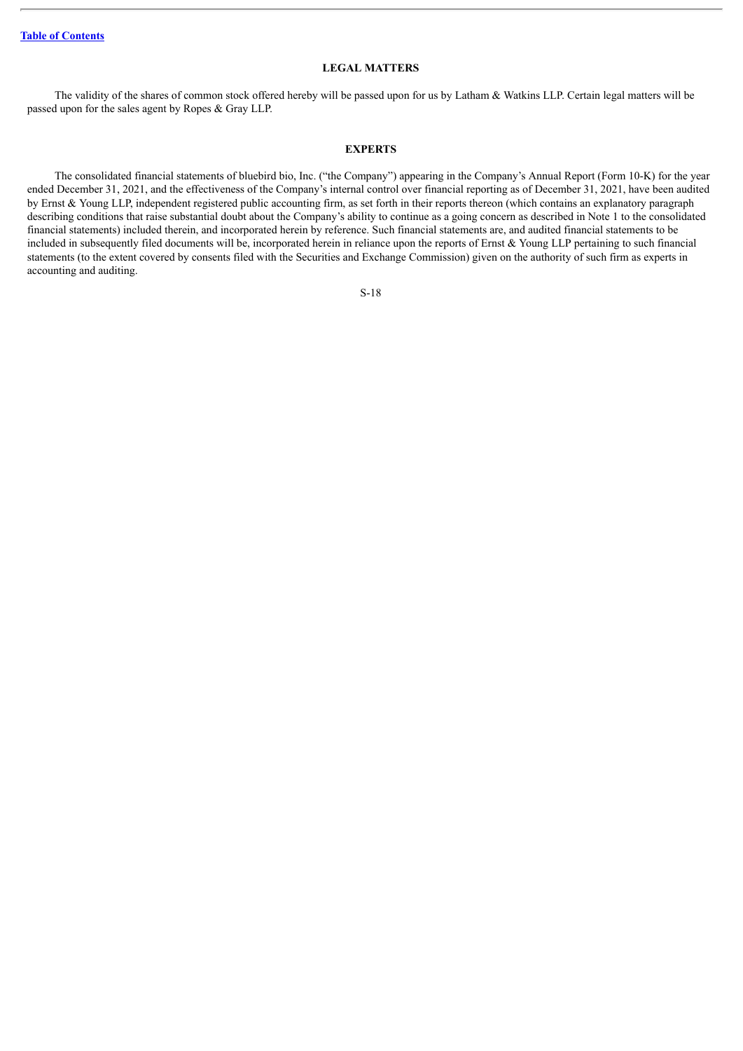## LEGAL MATTERS

The validity of the shares of common stock offered hereby will be passed upon for us by Latham & Watkins LLP. Certain legal matters will be passed upon for the sales agent by Ropes & Gray LLP.

## EXPERTS

The consolidated financial statements of bluebird bio, Inc. ("the Company") appearing in the Company's Annual Report (Form 10-K) for the year ended December 31, 2021, and the effectiveness of the Company's internal control over financial reporting as of December 31, 2021, have been audited by Ernst & Young LLP, independent registered public accounting firm, as set forth in their reports thereon (which contains an explanatory paragraph describing conditions that raise substantial doubt about the Company's ability to continue as a going concern as described in Note 1 to the consolidated financial statements) included therein, and incorporated herein by reference. Such financial statements are, and audited financial statements to be included in subsequently filed documents will be, incorporated herein in reliance upon the reports of Ernst & Young LLP pertaining to such financial statements (to the extent covered by consents filed with the Securities and Exchange Commission) given on the authority of such firm as experts in accounting and auditing.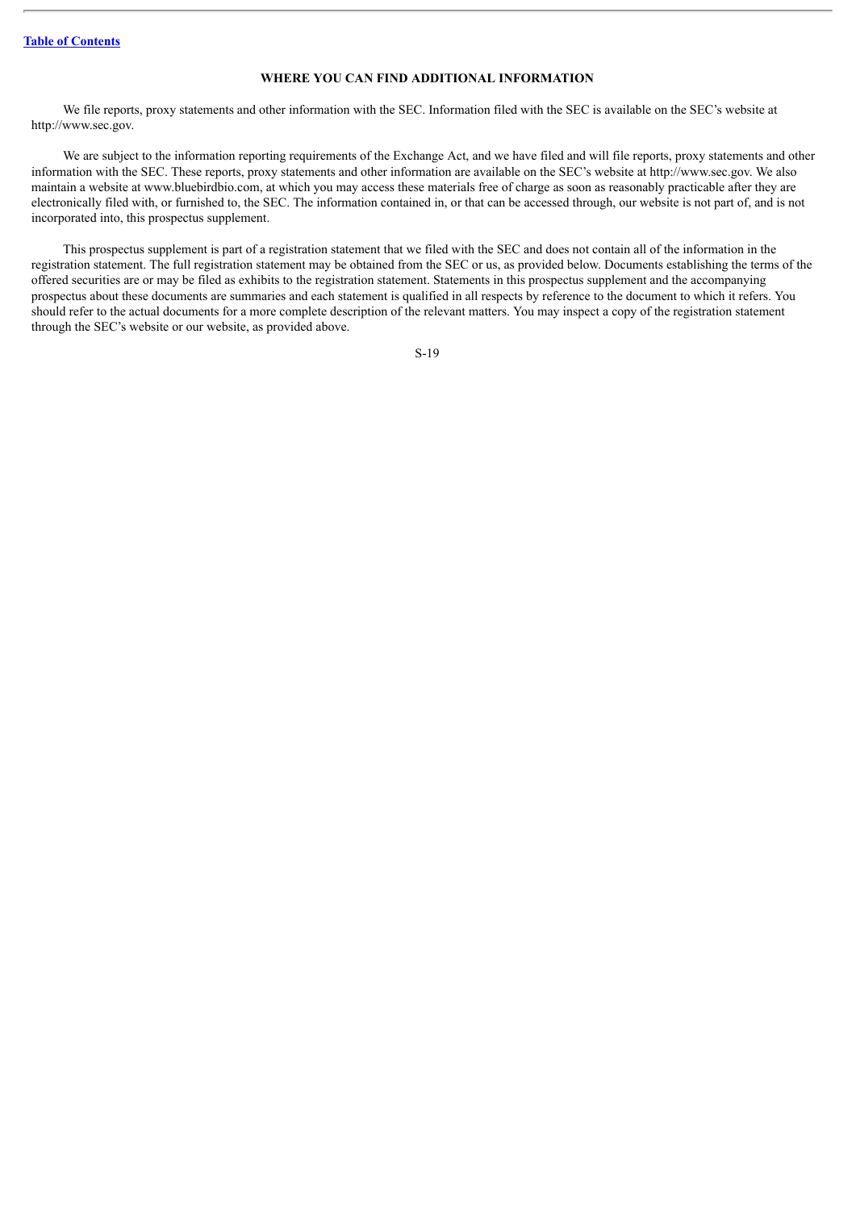## WHERE YOU CAN FIND ADDITIONAL INFORMATION

We file reports, proxy statements and other information with the SEC. Information filed with the SEC is available on the SEC's website at http://www.sec.gov.

We are subject to the information reporting requirements of the Exchange Act, and we have filed and will file reports, proxy statements and other information with the SEC. These reports, proxy statements and other information are available on the SEC's website at http://www.sec.gov. We also maintain a website at www.bluebirdbio.com, at which you may access these materials free of charge as soon as reasonably practicable after they are electronically filed with, or furnished to, the SEC. The information contained in, or that can be accessed through, our website is not part of, and is not incorporated into, this prospectus supplement.

This prospectus supplement is part of a registration statement that we filed with the SEC and does not contain all of the information in the registration statement. The full registration statement may be obtained from the SEC or us, as provided below. Documents establishing the terms of the offered securities are or may be filed as exhibits to the registration statement. Statements in this prospectus supplement and the accompanying prospectus about these documents are summaries and each statement is qualified in all respects by reference to the document to which it refers. You should refer to the actual documents for a more complete description of the relevant matters. You may inspect a copy of the registration statement through the SEC's website or our website, as provided above.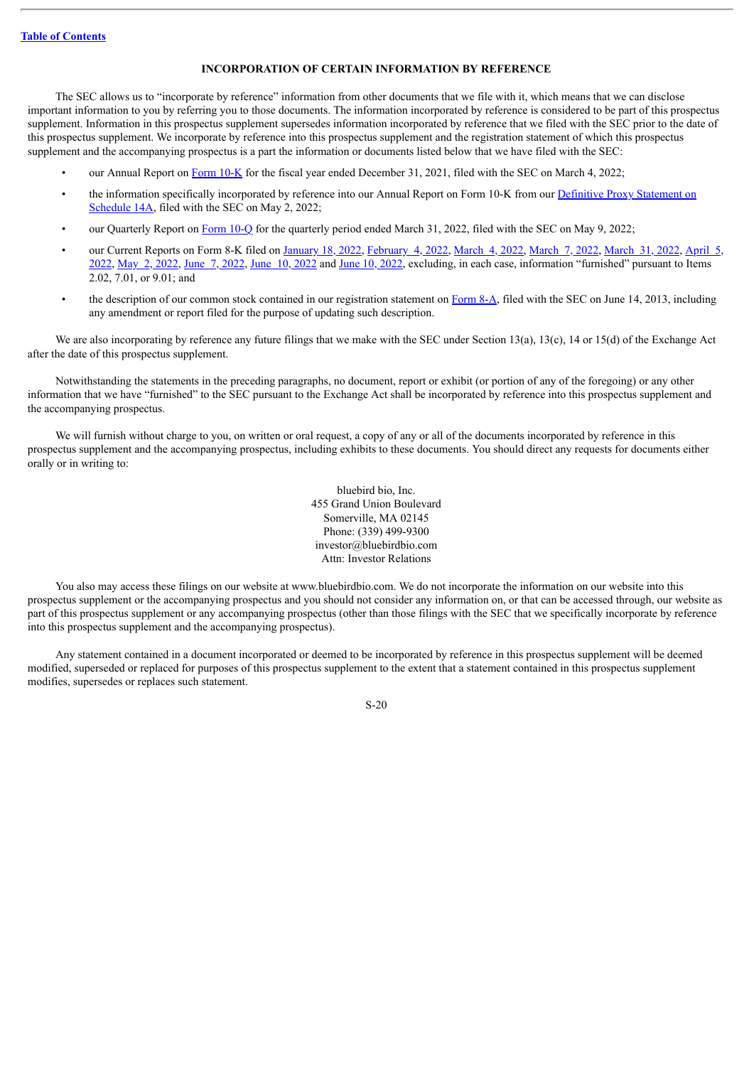## INCORPORATION OF CERTAIN INFORMATION BY REFERENCE

The SEC allows us to "incorporate by reference" information from other documents that we file with it, which means that we can disclose important information to you by referring you to those documents. The information incorporated by reference is considered to be part of this prospectus supplement. Information in this prospectus supplement supersedes information incorporated by reference that we filed with the SEC prior to the date of this prospectus supplement. We incorporate by reference into this prospectus supplement and the registration statement of which this prospectus supplement and the accompanying prospectus is a part the information or documents listed below that we have filed with the SEC:

- our Annual Report on Form 10-K for the fiscal year ended December 31, 2021, filed with the SEC on March 4, 2022;
- the information specifically incorporated by reference into our Annual Report on Form 10-K from our Definitive Proxy Statement on Schedule 14A, filed with the SEC on May 2, 2022;
- our Quarterly Report on Form 10-Q for the quarterly period ended March 31, 2022, filed with the SEC on May 9, 2022;
- our Current Reports on Form 8-K filed on January 18, 2022, February 4, 2022, March 4, 2022, March 7, 2022, March 31, 2022, April 5, 2022, May 2, 2022, June 7, 2022, June 10, 2022 and June 10, 2022, excluding, in each case, information "furnished" pursuant to Items 2.02, 7.01, or 9.01; and
- the description of our common stock contained in our registration statement on Form 8-A, filed with the SEC on June 14, 2013, including any amendment or report filed for the purpose of updating such description.

We are also incorporating by reference any future filings that we make with the SEC under Section 13(a), 13(c), 14 or 15(d) of the Exchange Act after the date of this prospectus supplement.

Notwithstanding the statements in the preceding paragraphs, no document, report or exhibit (or portion of any of the foregoing) or any other information that we have "furnished" to the SEC pursuant to the Exchange Act shall be incorporated by reference into this prospectus supplement and the accompanying prospectus.

We will furnish without charge to you, on written or oral request, a copy of any or all of the documents incorporated by reference in this prospectus supplement and the accompanying prospectus, including exhibits to these documents. You should direct any requests for documents either orally or in writing to:

bluebird bio, Inc.
455 Grand Union Boulevard
Somerville, MA 02145
Phone: (339) 499-9300
investor@bluebirdbio.com
Attn: Investor Relations

You also may access these filings on our website at www.bluebirdbio.com. We do not incorporate the information on our website into this prospectus supplement or the accompanying prospectus and you should not consider any information on, or that can be accessed through, our website as part of this prospectus supplement or any accompanying prospectus (other than those filings with the SEC that we specifically incorporate by reference into this prospectus supplement and the accompanying prospectus).

Any statement contained in a document incorporated or deemed to be incorporated by reference in this prospectus supplement will be deemed modified, superseded or replaced for purposes of this prospectus supplement to the extent that a statement contained in this prospectus supplement modifies, supersedes or replaces such statement.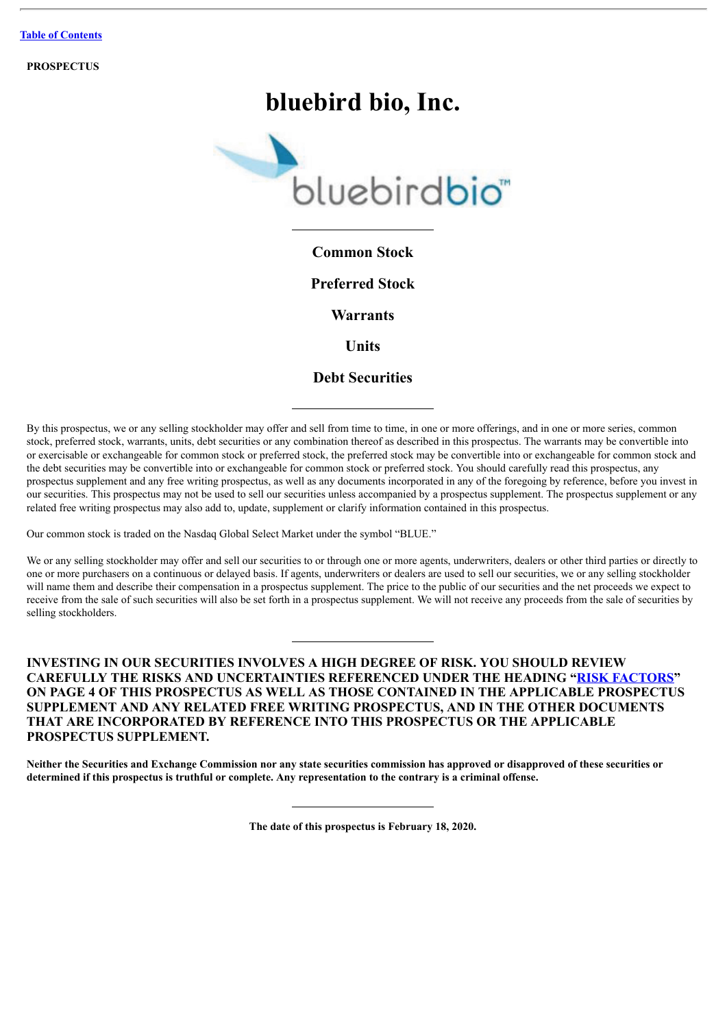[Table of Contents](#)

**PROSPECTUS**

# bluebird bio, Inc.

## Common Stock

## Preferred Stock

## Warrants

## Units

## Debt Securities

By this prospectus, we or any selling stockholder may offer and sell from time to time, in one or more offerings, and in one or more series, common stock, preferred stock, warrants, units, debt securities or any combination thereof as described in this prospectus. The warrants may be convertible into or exercisable or exchangeable for common stock or preferred stock, the preferred stock may be convertible into or exchangeable for common stock and the debt securities may be convertible into or exchangeable for common stock or preferred stock. You should carefully read this prospectus, any prospectus supplement and any free writing prospectus, as well as any documents incorporated in any of the foregoing by reference, before you invest in our securities. This prospectus may not be used to sell our securities unless accompanied by a prospectus supplement. The prospectus supplement or any related free writing prospectus may also add to, update, supplement or clarify information contained in this prospectus.

Our common stock is traded on the Nasdaq Global Select Market under the symbol "BLUE."

We or any selling stockholder may offer and sell our securities to or through one or more agents, underwriters, dealers or other third parties or directly to one or more purchasers on a continuous or delayed basis. If agents, underwriters or dealers are used to sell our securities, we or any selling stockholder will name them and describe their compensation in a prospectus supplement. The price to the public of our securities and the net proceeds we expect to receive from the sale of such securities will also be set forth in a prospectus supplement. We will not receive any proceeds from the sale of securities by selling stockholders.

**INVESTING IN OUR SECURITIES INVOLVES A HIGH DEGREE OF RISK. YOU SHOULD REVIEW CAREFULLY THE RISKS AND UNCERTAINTIES REFERENCED UNDER THE HEADING "[RISK FACTORS](#)" ON PAGE 4 OF THIS PROSPECTUS AS WELL AS THOSE CONTAINED IN THE APPLICABLE PROSPECTUS SUPPLEMENT AND ANY RELATED FREE WRITING PROSPECTUS, AND IN THE OTHER DOCUMENTS THAT ARE INCORPORATED BY REFERENCE INTO THIS PROSPECTUS OR THE APPLICABLE PROSPECTUS SUPPLEMENT.**

**Neither the Securities and Exchange Commission nor any state securities commission has approved or disapproved of these securities or determined if this prospectus is truthful or complete. Any representation to the contrary is a criminal offense.**

**The date of this prospectus is February 18, 2020.**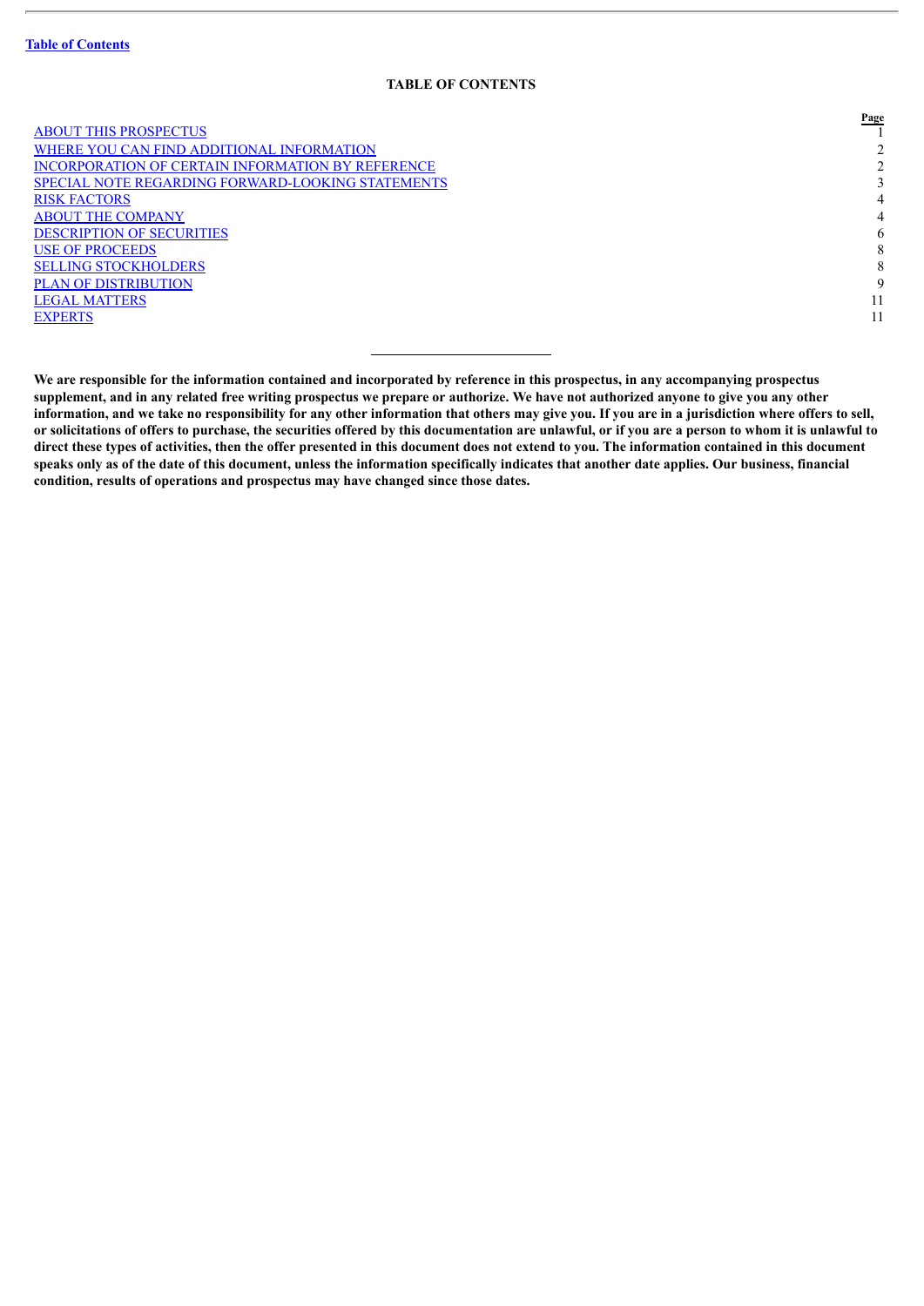**Table of Contents**

## TABLE OF CONTENTS

| | Page |
|---|---|
| ABOUT THIS PROSPECTUS | 1 |
| WHERE YOU CAN FIND ADDITIONAL INFORMATION | 2 |
| INCORPORATION OF CERTAIN INFORMATION BY REFERENCE | 2 |
| SPECIAL NOTE REGARDING FORWARD-LOOKING STATEMENTS | 3 |
| RISK FACTORS | 4 |
| ABOUT THE COMPANY | 4 |
| DESCRIPTION OF SECURITIES | 6 |
| USE OF PROCEEDS | 8 |
| SELLING STOCKHOLDERS | 8 |
| PLAN OF DISTRIBUTION | 9 |
| LEGAL MATTERS | 11 |
| EXPERTS | 11 |

---

**We are responsible for the information contained and incorporated by reference in this prospectus, in any accompanying prospectus supplement, and in any related free writing prospectus we prepare or authorize. We have not authorized anyone to give you any other information, and we take no responsibility for any other information that others may give you. If you are in a jurisdiction where offers to sell, or solicitations of offers to purchase, the securities offered by this documentation are unlawful, or if you are a person to whom it is unlawful to direct these types of activities, then the offer presented in this document does not extend to you. The information contained in this document speaks only as of the date of this document, unless the information specifically indicates that another date applies. Our business, financial condition, results of operations and prospectus may have changed since those dates.**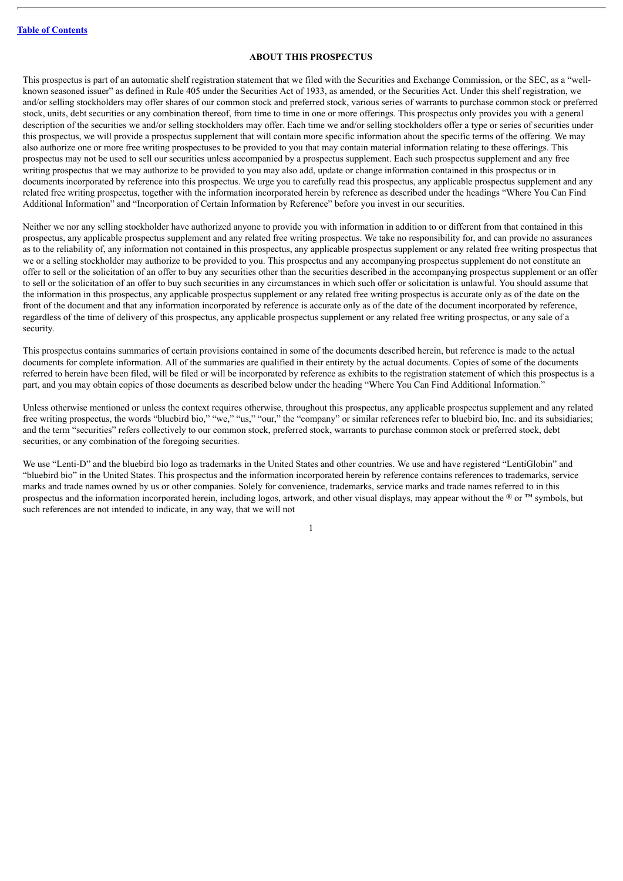## ABOUT THIS PROSPECTUS

This prospectus is part of an automatic shelf registration statement that we filed with the Securities and Exchange Commission, or the SEC, as a "well-known seasoned issuer" as defined in Rule 405 under the Securities Act of 1933, as amended, or the Securities Act. Under this shelf registration, we and/or selling stockholders may offer shares of our common stock and preferred stock, various series of warrants to purchase common stock or preferred stock, units, debt securities or any combination thereof, from time to time in one or more offerings. This prospectus only provides you with a general description of the securities we and/or selling stockholders may offer. Each time we and/or selling stockholders offer a type or series of securities under this prospectus, we will provide a prospectus supplement that will contain more specific information about the specific terms of the offering. We may also authorize one or more free writing prospectuses to be provided to you that may contain material information relating to these offerings. This prospectus may not be used to sell our securities unless accompanied by a prospectus supplement. Each such prospectus supplement and any free writing prospectus that we may authorize to be provided to you may also add, update or change information contained in this prospectus or in documents incorporated by reference into this prospectus. We urge you to carefully read this prospectus, any applicable prospectus supplement and any related free writing prospectus, together with the information incorporated herein by reference as described under the headings "Where You Can Find Additional Information" and "Incorporation of Certain Information by Reference" before you invest in our securities.

Neither we nor any selling stockholder have authorized anyone to provide you with information in addition to or different from that contained in this prospectus, any applicable prospectus supplement and any related free writing prospectus. We take no responsibility for, and can provide no assurances as to the reliability of, any information not contained in this prospectus, any applicable prospectus supplement or any related free writing prospectus that we or a selling stockholder may authorize to be provided to you. This prospectus and any accompanying prospectus supplement do not constitute an offer to sell or the solicitation of an offer to buy any securities other than the securities described in the accompanying prospectus supplement or an offer to sell or the solicitation of an offer to buy such securities in any circumstances in which such offer or solicitation is unlawful. You should assume that the information in this prospectus, any applicable prospectus supplement or any related free writing prospectus is accurate only as of the date on the front of the document and that any information incorporated by reference is accurate only as of the date of the document incorporated by reference, regardless of the time of delivery of this prospectus, any applicable prospectus supplement or any related free writing prospectus, or any sale of a security.

This prospectus contains summaries of certain provisions contained in some of the documents described herein, but reference is made to the actual documents for complete information. All of the summaries are qualified in their entirety by the actual documents. Copies of some of the documents referred to herein have been filed, will be filed or will be incorporated by reference as exhibits to the registration statement of which this prospectus is a part, and you may obtain copies of those documents as described below under the heading "Where You Can Find Additional Information."

Unless otherwise mentioned or unless the context requires otherwise, throughout this prospectus, any applicable prospectus supplement and any related free writing prospectus, the words "bluebird bio," "we," "us," "our," the "company" or similar references refer to bluebird bio, Inc. and its subsidiaries; and the term "securities" refers collectively to our common stock, preferred stock, warrants to purchase common stock or preferred stock, debt securities, or any combination of the foregoing securities.

We use "Lenti-D" and the bluebird bio logo as trademarks in the United States and other countries. We use and have registered "LentiGlobin" and "bluebird bio" in the United States. This prospectus and the information incorporated herein by reference contains references to trademarks, service marks and trade names owned by us or other companies. Solely for convenience, trademarks, service marks and trade names referred to in this prospectus and the information incorporated herein, including logos, artwork, and other visual displays, may appear without the ® or ™ symbols, but such references are not intended to indicate, in any way, that we will not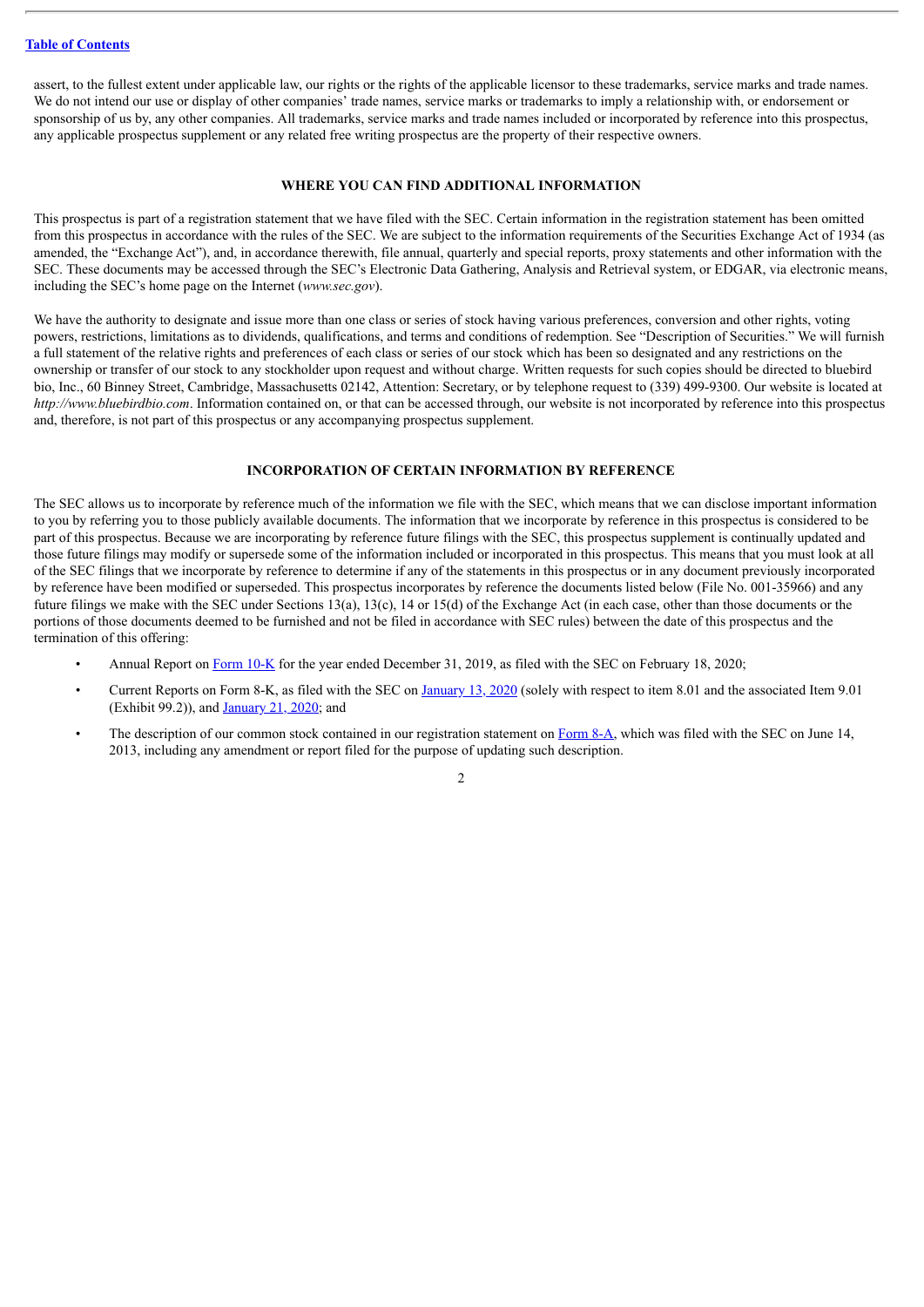assert, to the fullest extent under applicable law, our rights or the rights of the applicable licensor to these trademarks, service marks and trade names. We do not intend our use or display of other companies' trade names, service marks or trademarks to imply a relationship with, or endorsement or sponsorship of us by, any other companies. All trademarks, service marks and trade names included or incorporated by reference into this prospectus, any applicable prospectus supplement or any related free writing prospectus are the property of their respective owners.

## WHERE YOU CAN FIND ADDITIONAL INFORMATION

This prospectus is part of a registration statement that we have filed with the SEC. Certain information in the registration statement has been omitted from this prospectus in accordance with the rules of the SEC. We are subject to the information requirements of the Securities Exchange Act of 1934 (as amended, the "Exchange Act"), and, in accordance therewith, file annual, quarterly and special reports, proxy statements and other information with the SEC. These documents may be accessed through the SEC's Electronic Data Gathering, Analysis and Retrieval system, or EDGAR, via electronic means, including the SEC's home page on the Internet (*www.sec.gov*).

We have the authority to designate and issue more than one class or series of stock having various preferences, conversion and other rights, voting powers, restrictions, limitations as to dividends, qualifications, and terms and conditions of redemption. See "Description of Securities." We will furnish a full statement of the relative rights and preferences of each class or series of our stock which has been so designated and any restrictions on the ownership or transfer of our stock to any stockholder upon request and without charge. Written requests for such copies should be directed to bluebird bio, Inc., 60 Binney Street, Cambridge, Massachusetts 02142, Attention: Secretary, or by telephone request to (339) 499-9300. Our website is located at *http://www.bluebirdbio.com*. Information contained on, or that can be accessed through, our website is not incorporated by reference into this prospectus and, therefore, is not part of this prospectus or any accompanying prospectus supplement.

## INCORPORATION OF CERTAIN INFORMATION BY REFERENCE

The SEC allows us to incorporate by reference much of the information we file with the SEC, which means that we can disclose important information to you by referring you to those publicly available documents. The information that we incorporate by reference in this prospectus is considered to be part of this prospectus. Because we are incorporating by reference future filings with the SEC, this prospectus supplement is continually updated and those future filings may modify or supersede some of the information included or incorporated in this prospectus. This means that you must look at all of the SEC filings that we incorporate by reference to determine if any of the statements in this prospectus or in any document previously incorporated by reference have been modified or superseded. This prospectus incorporates by reference the documents listed below (File No. 001-35966) and any future filings we make with the SEC under Sections 13(a), 13(c), 14 or 15(d) of the Exchange Act (in each case, other than those documents or the portions of those documents deemed to be furnished and not be filed in accordance with SEC rules) between the date of this prospectus and the termination of this offering:

- Annual Report on Form 10-K for the year ended December 31, 2019, as filed with the SEC on February 18, 2020;
- Current Reports on Form 8-K, as filed with the SEC on January 13, 2020 (solely with respect to item 8.01 and the associated Item 9.01 (Exhibit 99.2)), and January 21, 2020; and
- The description of our common stock contained in our registration statement on Form 8-A, which was filed with the SEC on June 14, 2013, including any amendment or report filed for the purpose of updating such description.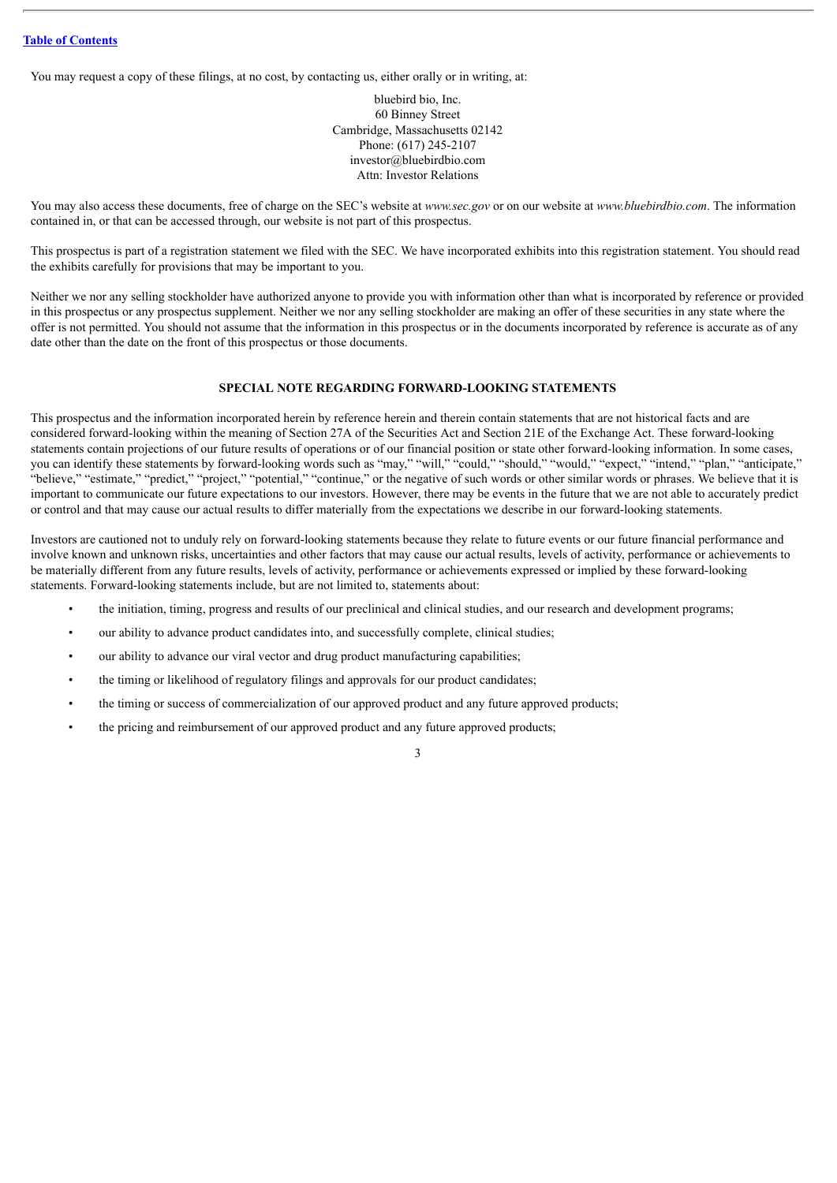You may request a copy of these filings, at no cost, by contacting us, either orally or in writing, at:

bluebird bio, Inc.
60 Binney Street
Cambridge, Massachusetts 02142
Phone: (617) 245-2107
investor@bluebirdbio.com
Attn: Investor Relations

You may also access these documents, free of charge on the SEC's website at *www.sec.gov* or on our website at *www.bluebirdbio.com*. The information contained in, or that can be accessed through, our website is not part of this prospectus.

This prospectus is part of a registration statement we filed with the SEC. We have incorporated exhibits into this registration statement. You should read the exhibits carefully for provisions that may be important to you.

Neither we nor any selling stockholder have authorized anyone to provide you with information other than what is incorporated by reference or provided in this prospectus or any prospectus supplement. Neither we nor any selling stockholder are making an offer of these securities in any state where the offer is not permitted. You should not assume that the information in this prospectus or in the documents incorporated by reference is accurate as of any date other than the date on the front of this prospectus or those documents.

## SPECIAL NOTE REGARDING FORWARD-LOOKING STATEMENTS

This prospectus and the information incorporated herein by reference herein and therein contain statements that are not historical facts and are considered forward-looking within the meaning of Section 27A of the Securities Act and Section 21E of the Exchange Act. These forward-looking statements contain projections of our future results of operations or of our financial position or state other forward-looking information. In some cases, you can identify these statements by forward-looking words such as "may," "will," "could," "should," "would," "expect," "intend," "plan," "anticipate," "believe," "estimate," "predict," "project," "potential," "continue," or the negative of such words or other similar words or phrases. We believe that it is important to communicate our future expectations to our investors. However, there may be events in the future that we are not able to accurately predict or control and that may cause our actual results to differ materially from the expectations we describe in our forward-looking statements.

Investors are cautioned not to unduly rely on forward-looking statements because they relate to future events or our future financial performance and involve known and unknown risks, uncertainties and other factors that may cause our actual results, levels of activity, performance or achievements to be materially different from any future results, levels of activity, performance or achievements expressed or implied by these forward-looking statements. Forward-looking statements include, but are not limited to, statements about:

- the initiation, timing, progress and results of our preclinical and clinical studies, and our research and development programs;
- our ability to advance product candidates into, and successfully complete, clinical studies;
- our ability to advance our viral vector and drug product manufacturing capabilities;
- the timing or likelihood of regulatory filings and approvals for our product candidates;
- the timing or success of commercialization of our approved product and any future approved products;
- the pricing and reimbursement of our approved product and any future approved products;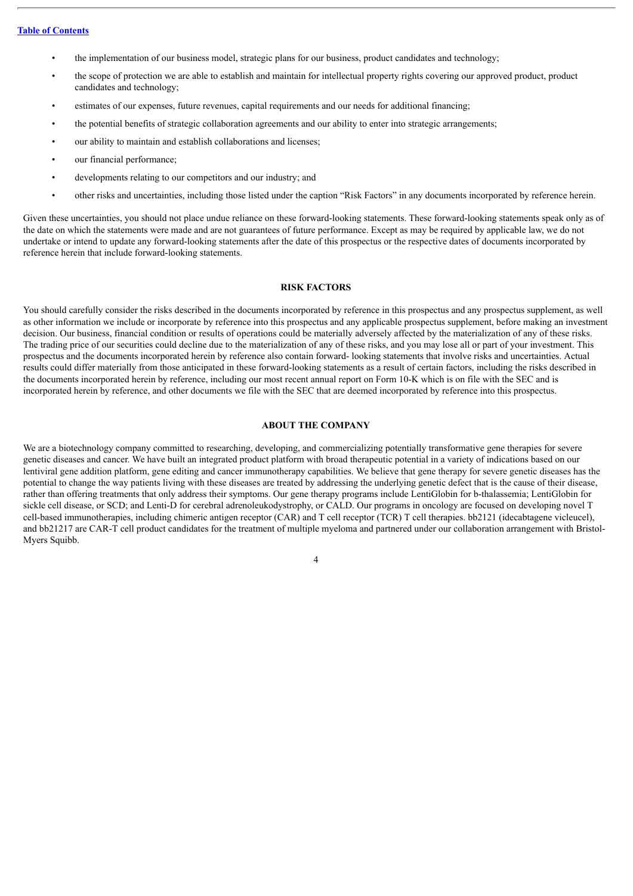- the implementation of our business model, strategic plans for our business, product candidates and technology;
- the scope of protection we are able to establish and maintain for intellectual property rights covering our approved product, product candidates and technology;
- estimates of our expenses, future revenues, capital requirements and our needs for additional financing;
- the potential benefits of strategic collaboration agreements and our ability to enter into strategic arrangements;
- our ability to maintain and establish collaborations and licenses;
- our financial performance;
- developments relating to our competitors and our industry; and
- other risks and uncertainties, including those listed under the caption "Risk Factors" in any documents incorporated by reference herein.

Given these uncertainties, you should not place undue reliance on these forward-looking statements. These forward-looking statements speak only as of the date on which the statements were made and are not guarantees of future performance. Except as may be required by applicable law, we do not undertake or intend to update any forward-looking statements after the date of this prospectus or the respective dates of documents incorporated by reference herein that include forward-looking statements.

## RISK FACTORS

You should carefully consider the risks described in the documents incorporated by reference in this prospectus and any prospectus supplement, as well as other information we include or incorporate by reference into this prospectus and any applicable prospectus supplement, before making an investment decision. Our business, financial condition or results of operations could be materially adversely affected by the materialization of any of these risks. The trading price of our securities could decline due to the materialization of any of these risks, and you may lose all or part of your investment. This prospectus and the documents incorporated herein by reference also contain forward- looking statements that involve risks and uncertainties. Actual results could differ materially from those anticipated in these forward-looking statements as a result of certain factors, including the risks described in the documents incorporated herein by reference, including our most recent annual report on Form 10-K which is on file with the SEC and is incorporated herein by reference, and other documents we file with the SEC that are deemed incorporated by reference into this prospectus.

## ABOUT THE COMPANY

We are a biotechnology company committed to researching, developing, and commercializing potentially transformative gene therapies for severe genetic diseases and cancer. We have built an integrated product platform with broad therapeutic potential in a variety of indications based on our lentiviral gene addition platform, gene editing and cancer immunotherapy capabilities. We believe that gene therapy for severe genetic diseases has the potential to change the way patients living with these diseases are treated by addressing the underlying genetic defect that is the cause of their disease, rather than offering treatments that only address their symptoms. Our gene therapy programs include LentiGlobin for b-thalassemia; LentiGlobin for sickle cell disease, or SCD; and Lenti-D for cerebral adrenoleukodystrophy, or CALD. Our programs in oncology are focused on developing novel T cell-based immunotherapies, including chimeric antigen receptor (CAR) and T cell receptor (TCR) T cell therapies. bb2121 (idecabtagene vicleucel), and bb21217 are CAR-T cell product candidates for the treatment of multiple myeloma and partnered under our collaboration arrangement with Bristol-Myers Squibb.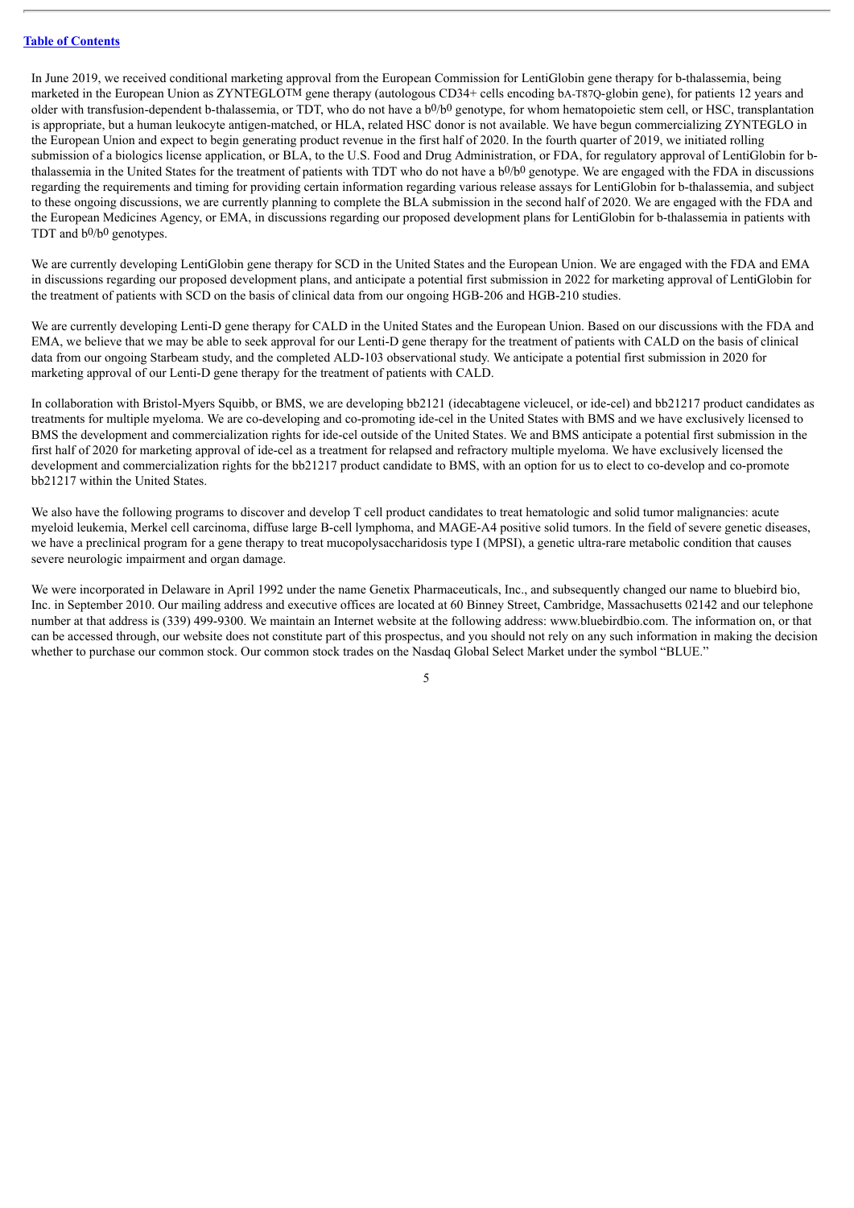[Table of Contents](#)

In June 2019, we received conditional marketing approval from the European Commission for LentiGlobin gene therapy for b-thalassemia, being marketed in the European Union as ZYNTEGLO™ gene therapy (autologous CD34+ cells encoding bA-T87Q-globin gene), for patients 12 years and older with transfusion-dependent b-thalassemia, or TDT, who do not have a $b^0/b^0$ genotype, for whom hematopoietic stem cell, or HSC, transplantation is appropriate, but a human leukocyte antigen-matched, or HLA, related HSC donor is not available. We have begun commercializing ZYNTEGLO in the European Union and expect to begin generating product revenue in the first half of 2020. In the fourth quarter of 2019, we initiated rolling submission of a biologics license application, or BLA, to the U.S. Food and Drug Administration, or FDA, for regulatory approval of LentiGlobin for b-thalassemia in the United States for the treatment of patients with TDT who do not have a $b^0/b^0$ genotype. We are engaged with the FDA in discussions regarding the requirements and timing for providing certain information regarding various release assays for LentiGlobin for b-thalassemia, and subject to these ongoing discussions, we are currently planning to complete the BLA submission in the second half of 2020. We are engaged with the FDA and the European Medicines Agency, or EMA, in discussions regarding our proposed development plans for LentiGlobin for b-thalassemia in patients with TDT and $b^0/b^0$ genotypes.

We are currently developing LentiGlobin gene therapy for SCD in the United States and the European Union. We are engaged with the FDA and EMA in discussions regarding our proposed development plans, and anticipate a potential first submission in 2022 for marketing approval of LentiGlobin for the treatment of patients with SCD on the basis of clinical data from our ongoing HGB-206 and HGB-210 studies.

We are currently developing Lenti-D gene therapy for CALD in the United States and the European Union. Based on our discussions with the FDA and EMA, we believe that we may be able to seek approval for our Lenti-D gene therapy for the treatment of patients with CALD on the basis of clinical data from our ongoing Starbeam study, and the completed ALD-103 observational study. We anticipate a potential first submission in 2020 for marketing approval of our Lenti-D gene therapy for the treatment of patients with CALD.

In collaboration with Bristol-Myers Squibb, or BMS, we are developing bb2121 (idecabtagene vicleucel, or ide-cel) and bb21217 product candidates as treatments for multiple myeloma. We are co-developing and co-promoting ide-cel in the United States with BMS and we have exclusively licensed to BMS the development and commercialization rights for ide-cel outside of the United States. We and BMS anticipate a potential first submission in the first half of 2020 for marketing approval of ide-cel as a treatment for relapsed and refractory multiple myeloma. We have exclusively licensed the development and commercialization rights for the bb21217 product candidate to BMS, with an option for us to elect to co-develop and co-promote bb21217 within the United States.

We also have the following programs to discover and develop T cell product candidates to treat hematologic and solid tumor malignancies: acute myeloid leukemia, Merkel cell carcinoma, diffuse large B-cell lymphoma, and MAGE-A4 positive solid tumors. In the field of severe genetic diseases, we have a preclinical program for a gene therapy to treat mucopolysaccharidosis type I (MPSI), a genetic ultra-rare metabolic condition that causes severe neurologic impairment and organ damage.

We were incorporated in Delaware in April 1992 under the name Genetix Pharmaceuticals, Inc., and subsequently changed our name to bluebird bio, Inc. in September 2010. Our mailing address and executive offices are located at 60 Binney Street, Cambridge, Massachusetts 02142 and our telephone number at that address is (339) 499-9300. We maintain an Internet website at the following address: www.bluebirdbio.com. The information on, or that can be accessed through, our website does not constitute part of this prospectus, and you should not rely on any such information in making the decision whether to purchase our common stock. Our common stock trades on the Nasdaq Global Select Market under the symbol "BLUE."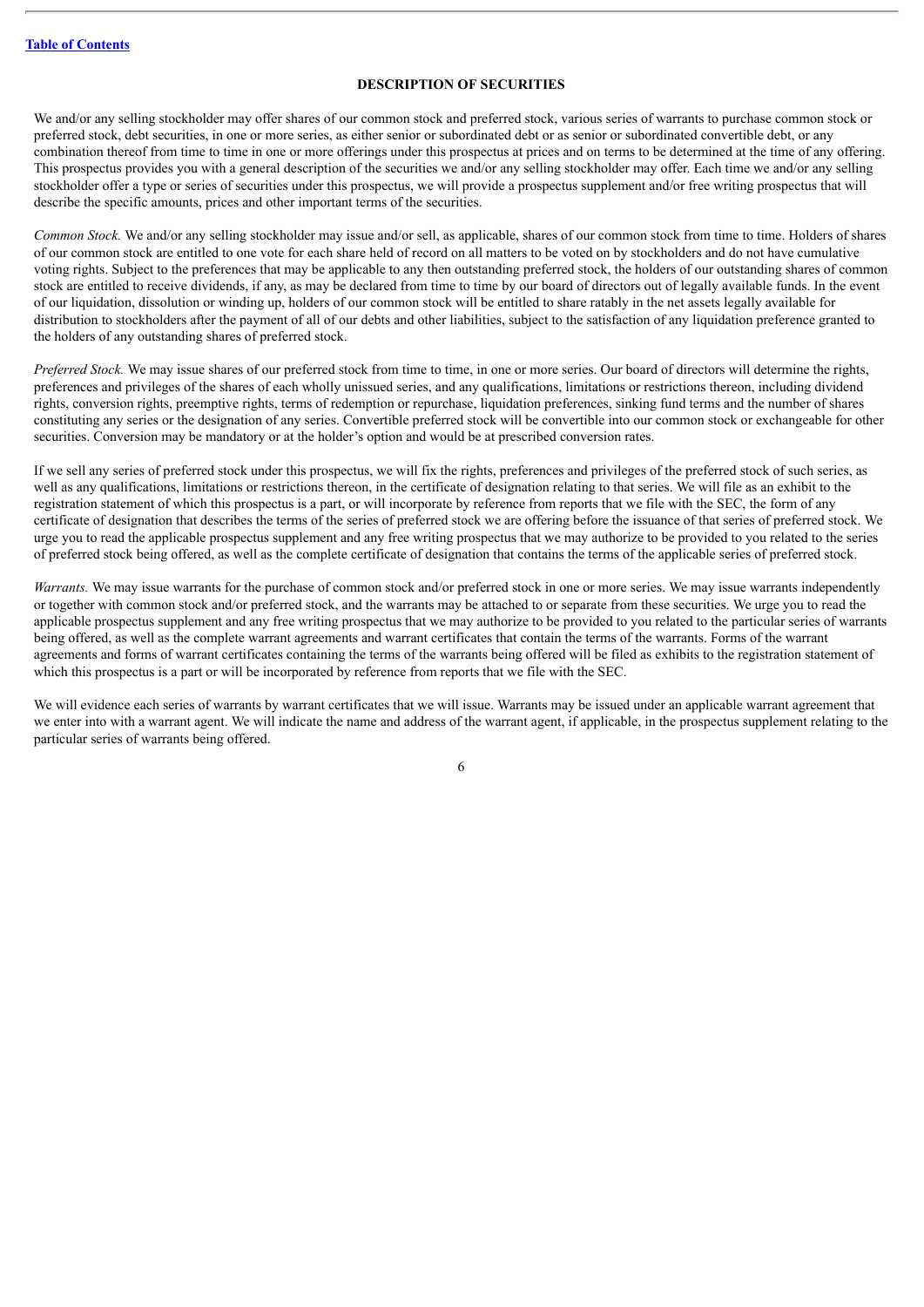## DESCRIPTION OF SECURITIES

We and/or any selling stockholder may offer shares of our common stock and preferred stock, various series of warrants to purchase common stock or preferred stock, debt securities, in one or more series, as either senior or subordinated debt or as senior or subordinated convertible debt, or any combination thereof from time to time in one or more offerings under this prospectus at prices and on terms to be determined at the time of any offering. This prospectus provides you with a general description of the securities we and/or any selling stockholder may offer. Each time we and/or any selling stockholder offer a type or series of securities under this prospectus, we will provide a prospectus supplement and/or free writing prospectus that will describe the specific amounts, prices and other important terms of the securities.

*Common Stock.* We and/or any selling stockholder may issue and/or sell, as applicable, shares of our common stock from time to time. Holders of shares of our common stock are entitled to one vote for each share held of record on all matters to be voted on by stockholders and do not have cumulative voting rights. Subject to the preferences that may be applicable to any then outstanding preferred stock, the holders of our outstanding shares of common stock are entitled to receive dividends, if any, as may be declared from time to time by our board of directors out of legally available funds. In the event of our liquidation, dissolution or winding up, holders of our common stock will be entitled to share ratably in the net assets legally available for distribution to stockholders after the payment of all of our debts and other liabilities, subject to the satisfaction of any liquidation preference granted to the holders of any outstanding shares of preferred stock.

*Preferred Stock.* We may issue shares of our preferred stock from time to time, in one or more series. Our board of directors will determine the rights, preferences and privileges of the shares of each wholly unissued series, and any qualifications, limitations or restrictions thereon, including dividend rights, conversion rights, preemptive rights, terms of redemption or repurchase, liquidation preferences, sinking fund terms and the number of shares constituting any series or the designation of any series. Convertible preferred stock will be convertible into our common stock or exchangeable for other securities. Conversion may be mandatory or at the holder's option and would be at prescribed conversion rates.

If we sell any series of preferred stock under this prospectus, we will fix the rights, preferences and privileges of the preferred stock of such series, as well as any qualifications, limitations or restrictions thereon, in the certificate of designation relating to that series. We will file as an exhibit to the registration statement of which this prospectus is a part, or will incorporate by reference from reports that we file with the SEC, the form of any certificate of designation that describes the terms of the series of preferred stock we are offering before the issuance of that series of preferred stock. We urge you to read the applicable prospectus supplement and any free writing prospectus that we may authorize to be provided to you related to the series of preferred stock being offered, as well as the complete certificate of designation that contains the terms of the applicable series of preferred stock.

*Warrants.* We may issue warrants for the purchase of common stock and/or preferred stock in one or more series. We may issue warrants independently or together with common stock and/or preferred stock, and the warrants may be attached to or separate from these securities. We urge you to read the applicable prospectus supplement and any free writing prospectus that we may authorize to be provided to you related to the particular series of warrants being offered, as well as the complete warrant agreements and warrant certificates that contain the terms of the warrants. Forms of the warrant agreements and forms of warrant certificates containing the terms of the warrants being offered will be filed as exhibits to the registration statement of which this prospectus is a part or will be incorporated by reference from reports that we file with the SEC.

We will evidence each series of warrants by warrant certificates that we will issue. Warrants may be issued under an applicable warrant agreement that we enter into with a warrant agent. We will indicate the name and address of the warrant agent, if applicable, in the prospectus supplement relating to the particular series of warrants being offered.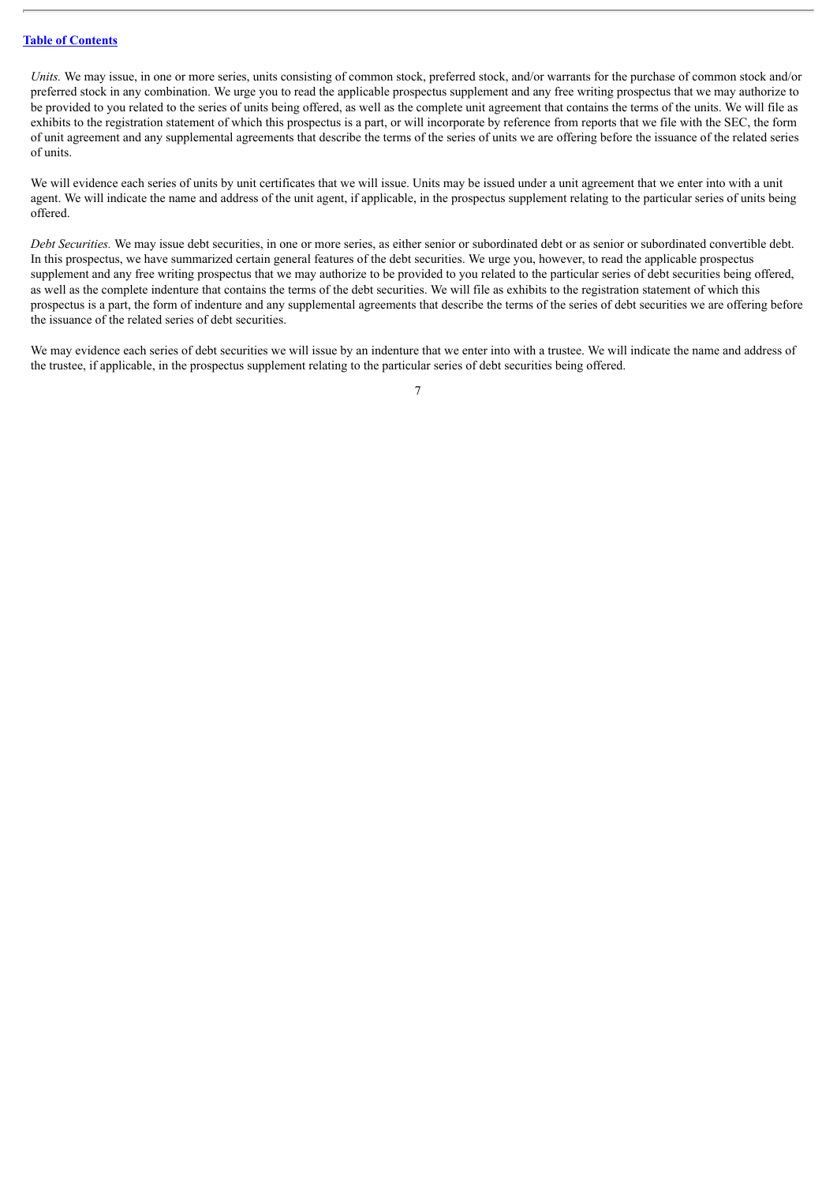*Units.* We may issue, in one or more series, units consisting of common stock, preferred stock, and/or warrants for the purchase of common stock and/or preferred stock in any combination. We urge you to read the applicable prospectus supplement and any free writing prospectus that we may authorize to be provided to you related to the series of units being offered, as well as the complete unit agreement that contains the terms of the units. We will file as exhibits to the registration statement of which this prospectus is a part, or will incorporate by reference from reports that we file with the SEC, the form of unit agreement and any supplemental agreements that describe the terms of the series of units we are offering before the issuance of the related series of units.

We will evidence each series of units by unit certificates that we will issue. Units may be issued under a unit agreement that we enter into with a unit agent. We will indicate the name and address of the unit agent, if applicable, in the prospectus supplement relating to the particular series of units being offered.

*Debt Securities.* We may issue debt securities, in one or more series, as either senior or subordinated debt or as senior or subordinated convertible debt. In this prospectus, we have summarized certain general features of the debt securities. We urge you, however, to read the applicable prospectus supplement and any free writing prospectus that we may authorize to be provided to you related to the particular series of debt securities being offered, as well as the complete indenture that contains the terms of the debt securities. We will file as exhibits to the registration statement of which this prospectus is a part, the form of indenture and any supplemental agreements that describe the terms of the series of debt securities we are offering before the issuance of the related series of debt securities.

We may evidence each series of debt securities we will issue by an indenture that we enter into with a trustee. We will indicate the name and address of the trustee, if applicable, in the prospectus supplement relating to the particular series of debt securities being offered.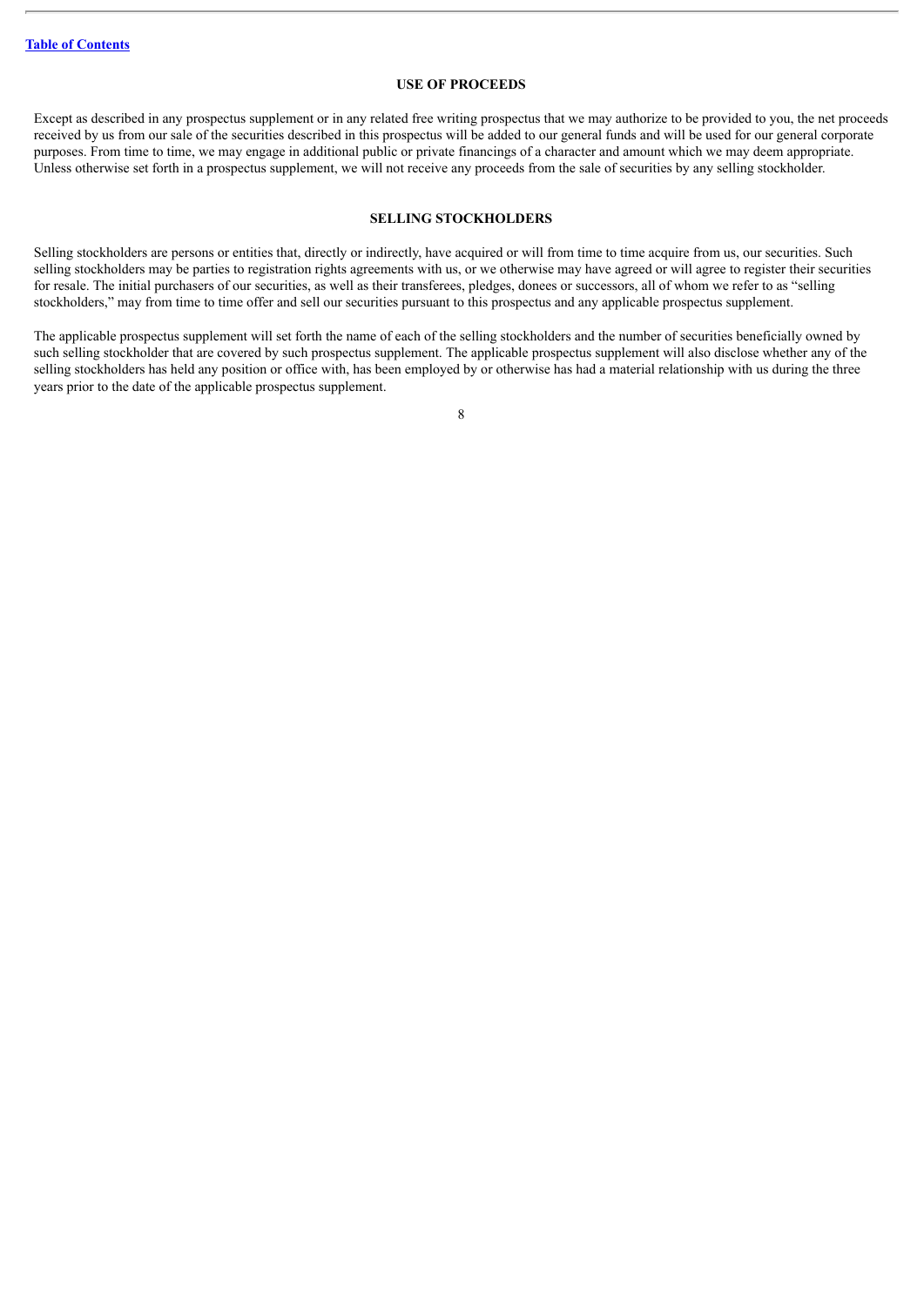## USE OF PROCEEDS

Except as described in any prospectus supplement or in any related free writing prospectus that we may authorize to be provided to you, the net proceeds received by us from our sale of the securities described in this prospectus will be added to our general funds and will be used for our general corporate purposes. From time to time, we may engage in additional public or private financings of a character and amount which we may deem appropriate. Unless otherwise set forth in a prospectus supplement, we will not receive any proceeds from the sale of securities by any selling stockholder.

## SELLING STOCKHOLDERS

Selling stockholders are persons or entities that, directly or indirectly, have acquired or will from time to time acquire from us, our securities. Such selling stockholders may be parties to registration rights agreements with us, or we otherwise may have agreed or will agree to register their securities for resale. The initial purchasers of our securities, as well as their transferees, pledges, donees or successors, all of whom we refer to as "selling stockholders," may from time to time offer and sell our securities pursuant to this prospectus and any applicable prospectus supplement.

The applicable prospectus supplement will set forth the name of each of the selling stockholders and the number of securities beneficially owned by such selling stockholder that are covered by such prospectus supplement. The applicable prospectus supplement will also disclose whether any of the selling stockholders has held any position or office with, has been employed by or otherwise has had a material relationship with us during the three years prior to the date of the applicable prospectus supplement.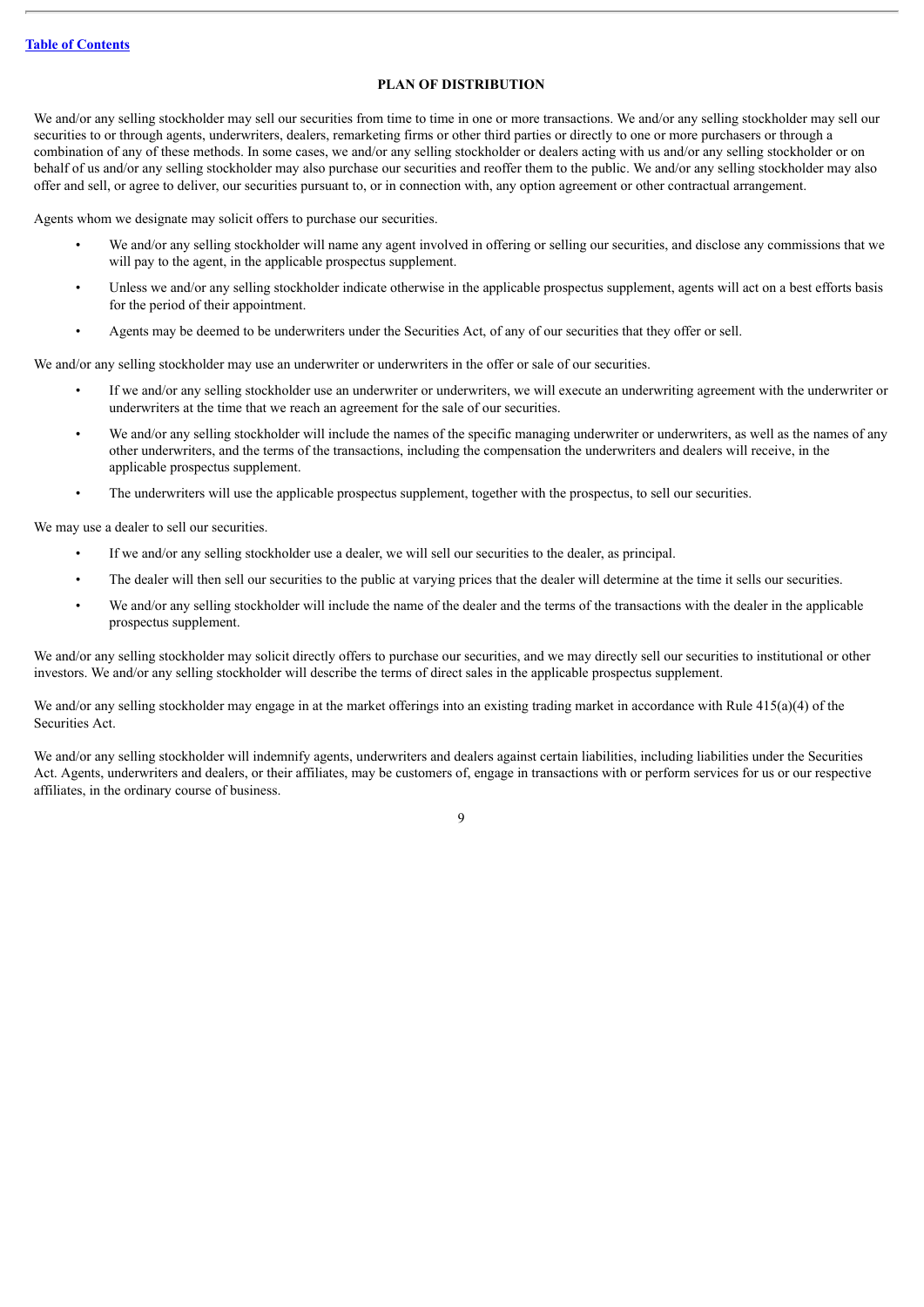## PLAN OF DISTRIBUTION

We and/or any selling stockholder may sell our securities from time to time in one or more transactions. We and/or any selling stockholder may sell our securities to or through agents, underwriters, dealers, remarketing firms or other third parties or directly to one or more purchasers or through a combination of any of these methods. In some cases, we and/or any selling stockholder or dealers acting with us and/or any selling stockholder or on behalf of us and/or any selling stockholder may also purchase our securities and reoffer them to the public. We and/or any selling stockholder may also offer and sell, or agree to deliver, our securities pursuant to, or in connection with, any option agreement or other contractual arrangement.

Agents whom we designate may solicit offers to purchase our securities.

- We and/or any selling stockholder will name any agent involved in offering or selling our securities, and disclose any commissions that we will pay to the agent, in the applicable prospectus supplement.
- Unless we and/or any selling stockholder indicate otherwise in the applicable prospectus supplement, agents will act on a best efforts basis for the period of their appointment.
- Agents may be deemed to be underwriters under the Securities Act, of any of our securities that they offer or sell.

We and/or any selling stockholder may use an underwriter or underwriters in the offer or sale of our securities.

- If we and/or any selling stockholder use an underwriter or underwriters, we will execute an underwriting agreement with the underwriter or underwriters at the time that we reach an agreement for the sale of our securities.
- We and/or any selling stockholder will include the names of the specific managing underwriter or underwriters, as well as the names of any other underwriters, and the terms of the transactions, including the compensation the underwriters and dealers will receive, in the applicable prospectus supplement.
- The underwriters will use the applicable prospectus supplement, together with the prospectus, to sell our securities.

We may use a dealer to sell our securities.

- If we and/or any selling stockholder use a dealer, we will sell our securities to the dealer, as principal.
- The dealer will then sell our securities to the public at varying prices that the dealer will determine at the time it sells our securities.
- We and/or any selling stockholder will include the name of the dealer and the terms of the transactions with the dealer in the applicable prospectus supplement.

We and/or any selling stockholder may solicit directly offers to purchase our securities, and we may directly sell our securities to institutional or other investors. We and/or any selling stockholder will describe the terms of direct sales in the applicable prospectus supplement.

We and/or any selling stockholder may engage in at the market offerings into an existing trading market in accordance with Rule 415(a)(4) of the Securities Act.

We and/or any selling stockholder will indemnify agents, underwriters and dealers against certain liabilities, including liabilities under the Securities Act. Agents, underwriters and dealers, or their affiliates, may be customers of, engage in transactions with or perform services for us or our respective affiliates, in the ordinary course of business.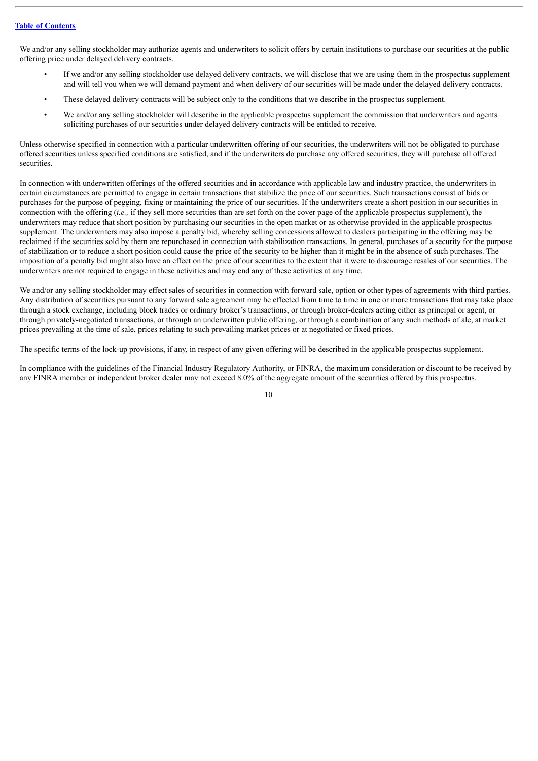We and/or any selling stockholder may authorize agents and underwriters to solicit offers by certain institutions to purchase our securities at the public offering price under delayed delivery contracts.

- If we and/or any selling stockholder use delayed delivery contracts, we will disclose that we are using them in the prospectus supplement and will tell you when we will demand payment and when delivery of our securities will be made under the delayed delivery contracts.
- These delayed delivery contracts will be subject only to the conditions that we describe in the prospectus supplement.
- We and/or any selling stockholder will describe in the applicable prospectus supplement the commission that underwriters and agents soliciting purchases of our securities under delayed delivery contracts will be entitled to receive.

Unless otherwise specified in connection with a particular underwritten offering of our securities, the underwriters will not be obligated to purchase offered securities unless specified conditions are satisfied, and if the underwriters do purchase any offered securities, they will purchase all offered securities.

In connection with underwritten offerings of the offered securities and in accordance with applicable law and industry practice, the underwriters in certain circumstances are permitted to engage in certain transactions that stabilize the price of our securities. Such transactions consist of bids or purchases for the purpose of pegging, fixing or maintaining the price of our securities. If the underwriters create a short position in our securities in connection with the offering (*i.e.,* if they sell more securities than are set forth on the cover page of the applicable prospectus supplement), the underwriters may reduce that short position by purchasing our securities in the open market or as otherwise provided in the applicable prospectus supplement. The underwriters may also impose a penalty bid, whereby selling concessions allowed to dealers participating in the offering may be reclaimed if the securities sold by them are repurchased in connection with stabilization transactions. In general, purchases of a security for the purpose of stabilization or to reduce a short position could cause the price of the security to be higher than it might be in the absence of such purchases. The imposition of a penalty bid might also have an effect on the price of our securities to the extent that it were to discourage resales of our securities. The underwriters are not required to engage in these activities and may end any of these activities at any time.

We and/or any selling stockholder may effect sales of securities in connection with forward sale, option or other types of agreements with third parties. Any distribution of securities pursuant to any forward sale agreement may be effected from time to time in one or more transactions that may take place through a stock exchange, including block trades or ordinary broker's transactions, or through broker-dealers acting either as principal or agent, or through privately-negotiated transactions, or through an underwritten public offering, or through a combination of any such methods of ale, at market prices prevailing at the time of sale, prices relating to such prevailing market prices or at negotiated or fixed prices.

The specific terms of the lock-up provisions, if any, in respect of any given offering will be described in the applicable prospectus supplement.

In compliance with the guidelines of the Financial Industry Regulatory Authority, or FINRA, the maximum consideration or discount to be received by any FINRA member or independent broker dealer may not exceed 8.0% of the aggregate amount of the securities offered by this prospectus.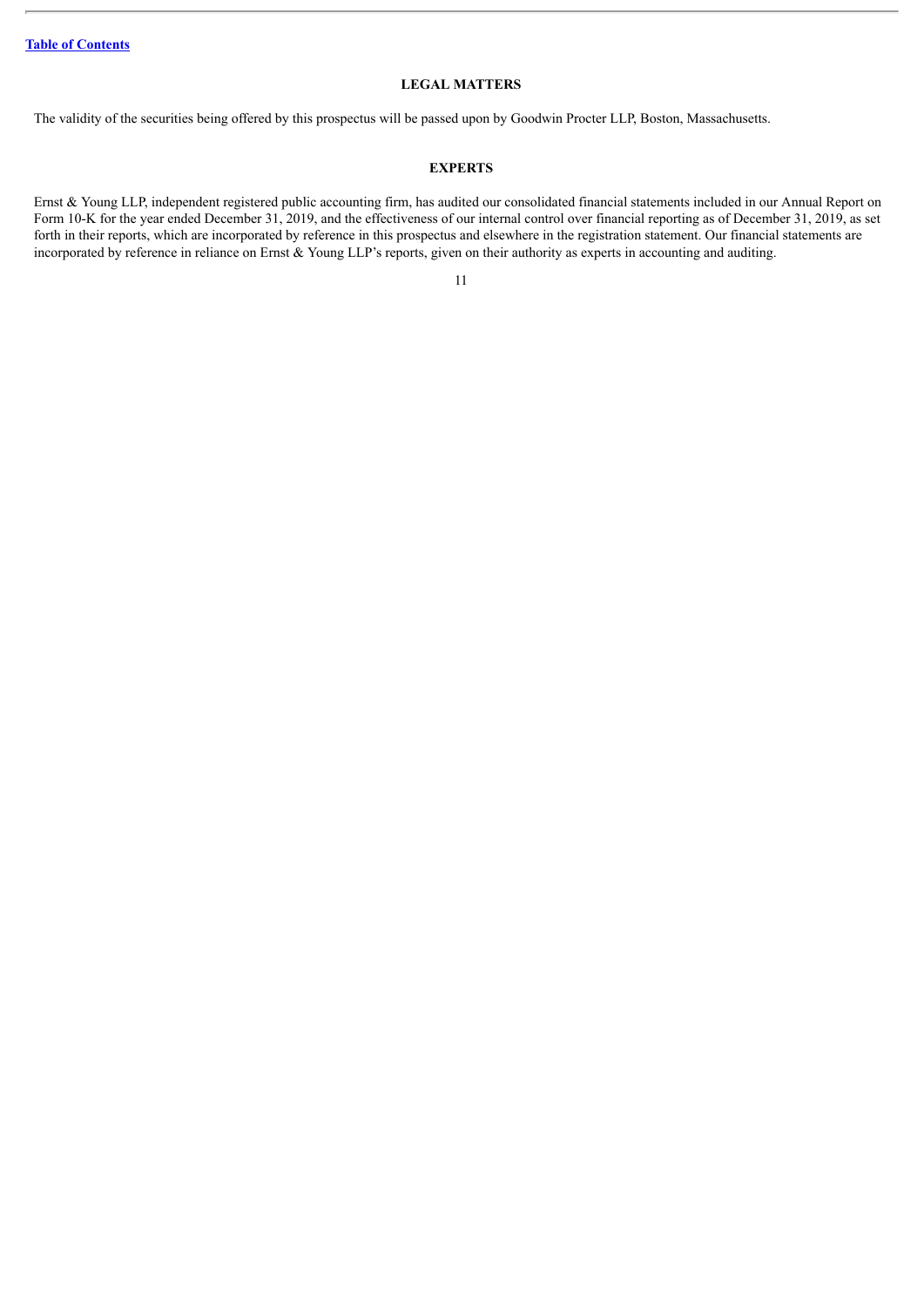## LEGAL MATTERS

The validity of the securities being offered by this prospectus will be passed upon by Goodwin Procter LLP, Boston, Massachusetts.

## EXPERTS

Ernst & Young LLP, independent registered public accounting firm, has audited our consolidated financial statements included in our Annual Report on Form 10-K for the year ended December 31, 2019, and the effectiveness of our internal control over financial reporting as of December 31, 2019, as set forth in their reports, which are incorporated by reference in this prospectus and elsewhere in the registration statement. Our financial statements are incorporated by reference in reliance on Ernst & Young LLP's reports, given on their authority as experts in accounting and auditing.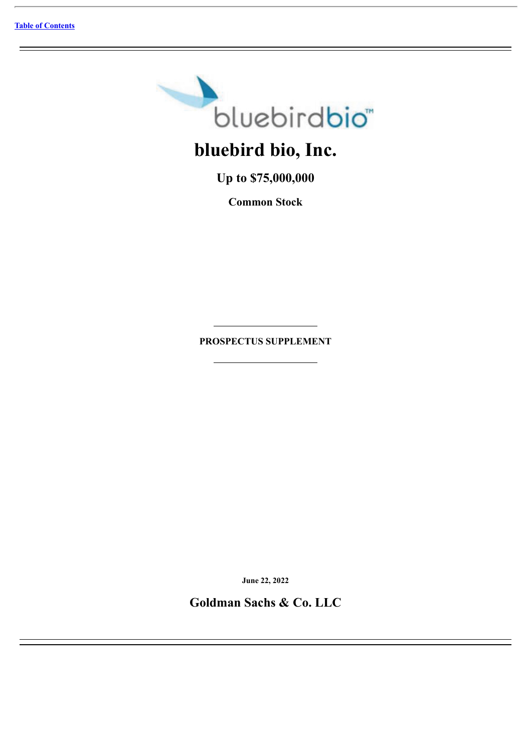[Table of Contents](#)

# bluebird bio, Inc.

## Up to $75,000,000

### Common Stock

**PROSPECTUS SUPPLEMENT**

**June 22, 2022**

**Goldman Sachs & Co. LLC**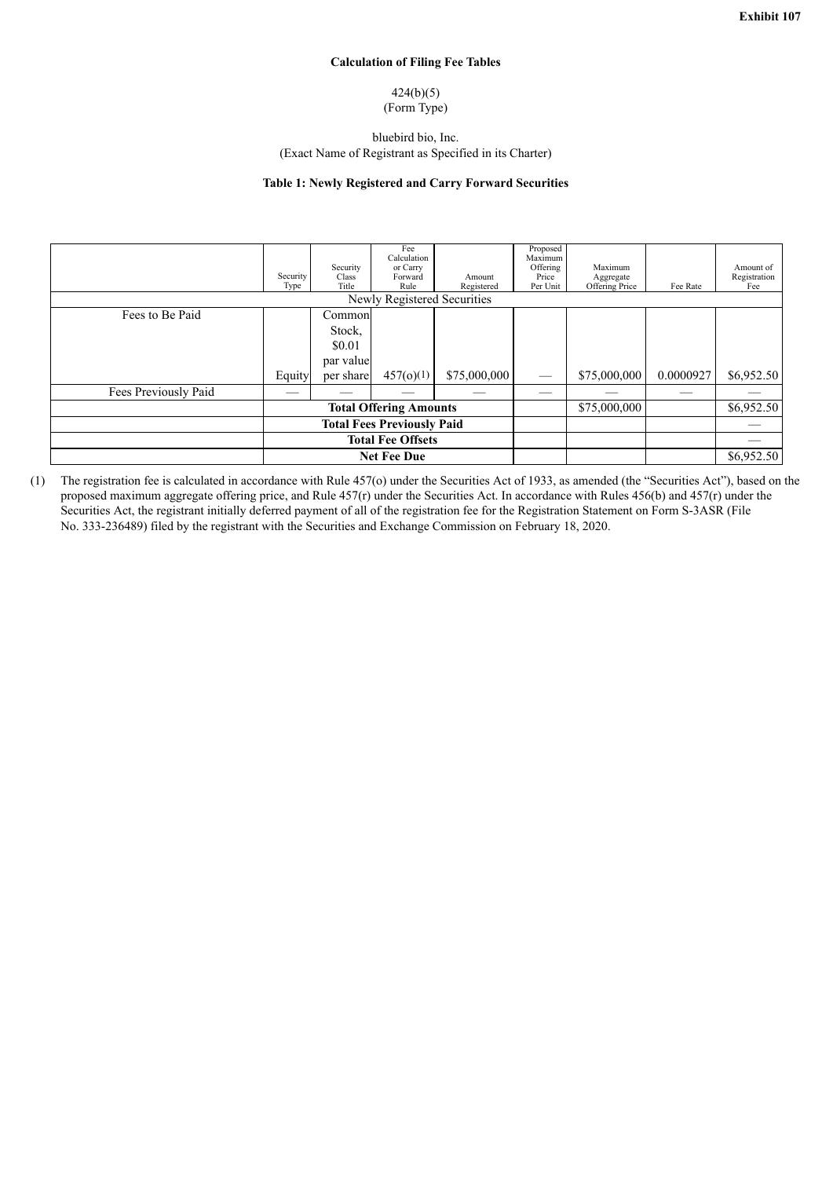**Exhibit 107**

**Calculation of Filing Fee Tables**

424(b)(5)
(Form Type)

bluebird bio, Inc.
(Exact Name of Registrant as Specified in its Charter)

**Table 1: Newly Registered and Carry Forward Securities**

| | Security Type | Security Class Title | Fee Calculation or Carry Forward Rule | Amount Registered | Proposed Maximum Offering Price Per Unit | Maximum Aggregate Offering Price | Fee Rate | Amount of Registration Fee |
|---|---|---|---|---|---|---|---|---|
| Newly Registered Securities | | | | | | | | |
| Fees to Be Paid | Equity | Common Stock, $0.01 par value per share | 457(o)(1) | $75,000,000 | — | $75,000,000 | 0.0000927 | $6,952.50 |
| Fees Previously Paid | — | — | — | — | — | — | — | — |
| | **Total Offering Amounts** | | | | | $75,000,000 | | $6,952.50 |
| | **Total Fees Previously Paid** | | | | | | | — |
| | **Total Fee Offsets** | | | | | | | — |
| | **Net Fee Due** | | | | | | | $6,952.50 |

(1) The registration fee is calculated in accordance with Rule 457(o) under the Securities Act of 1933, as amended (the "Securities Act"), based on the proposed maximum aggregate offering price, and Rule 457(r) under the Securities Act. In accordance with Rules 456(b) and 457(r) under the Securities Act, the registrant initially deferred payment of all of the registration fee for the Registration Statement on Form S-3ASR (File No. 333-236489) filed by the registrant with the Securities and Exchange Commission on February 18, 2020.